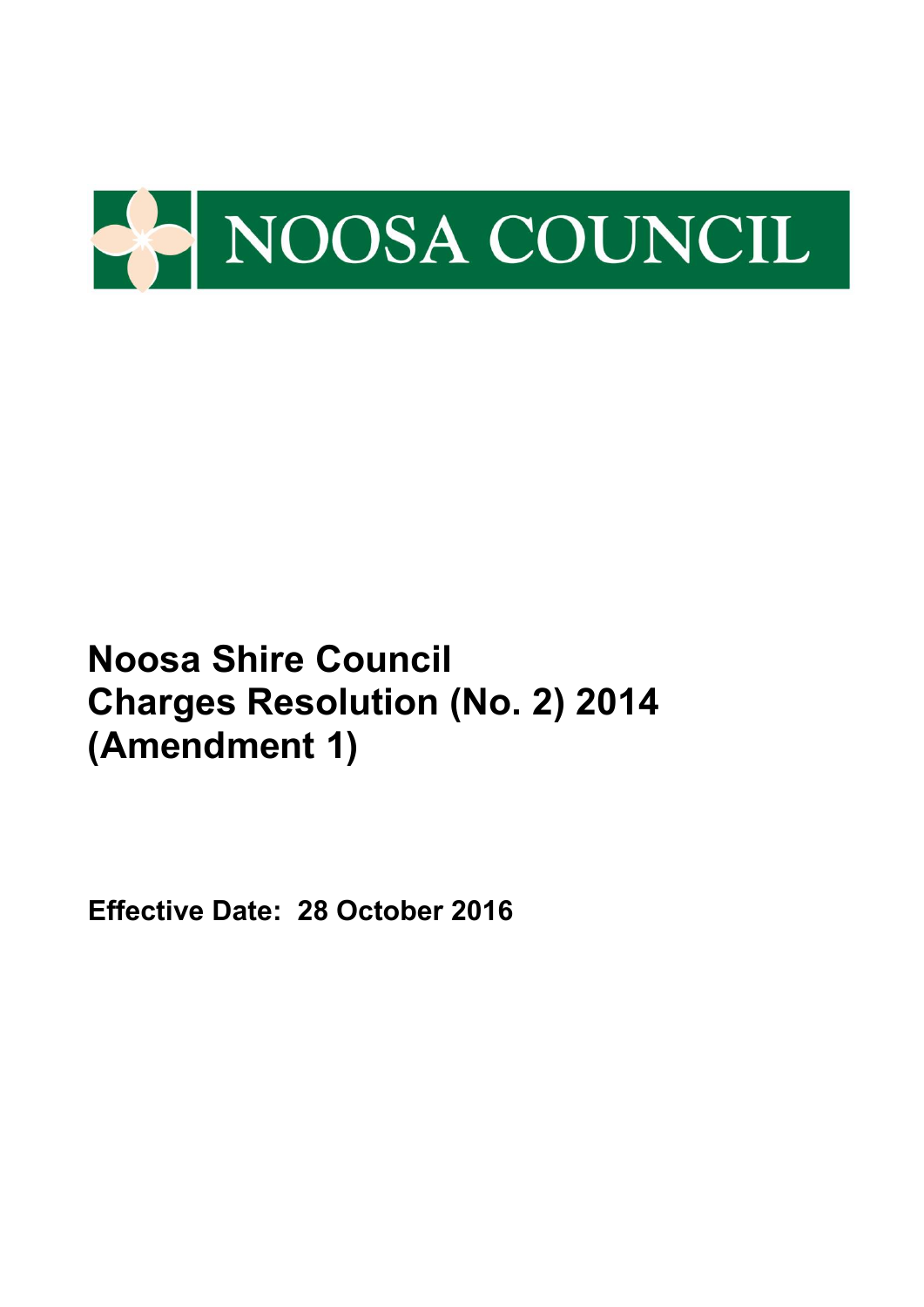NOOSA COUNCIL

# Noosa Shire Council Charges Resolution (No. 2) 2014 (Amendment 1)

**Effective Date: 28 October 2016**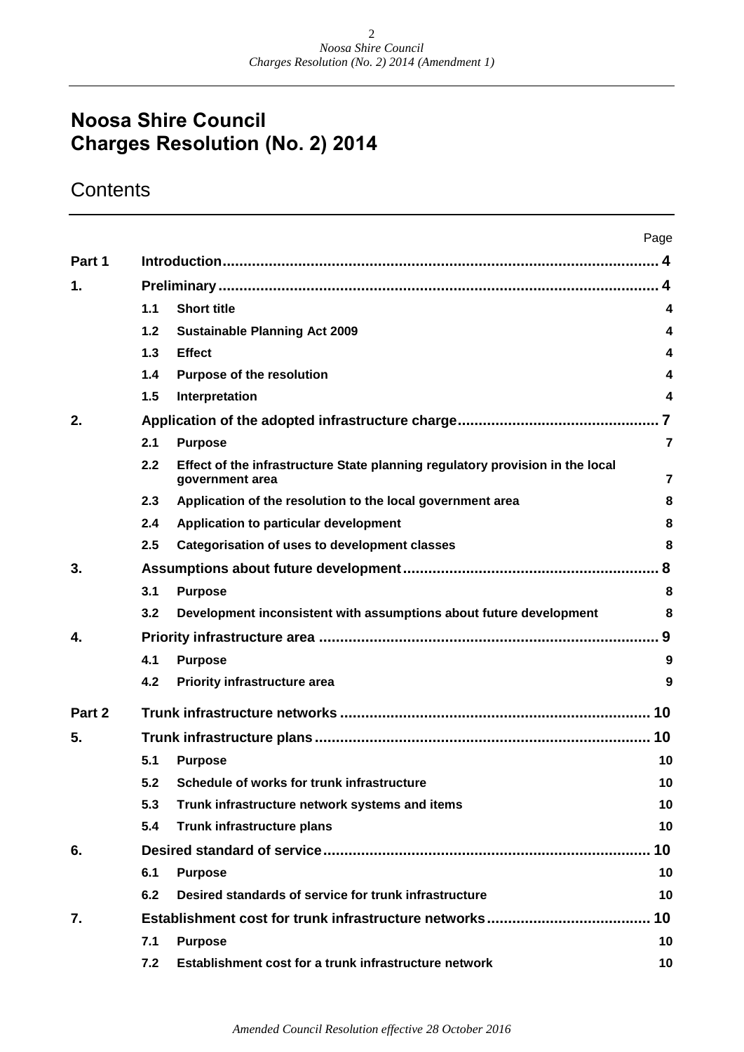# Noosa Shire Council
# Charges Resolution (No. 2) 2014

## Contents

| | | | Page |
|---|---|---|---|
| **Part 1** | | **Introduction** | **4** |
| **1.** | | **Preliminary** | **4** |
| | 1.1 | Short title | 4 |
| | 1.2 | Sustainable Planning Act 2009 | 4 |
| | 1.3 | Effect | 4 |
| | 1.4 | Purpose of the resolution | 4 |
| | 1.5 | Interpretation | 4 |
| **2.** | | **Application of the adopted infrastructure charge** | **7** |
| | 2.1 | Purpose | 7 |
| | 2.2 | Effect of the infrastructure State planning regulatory provision in the local government area | 7 |
| | 2.3 | Application of the resolution to the local government area | 8 |
| | 2.4 | Application to particular development | 8 |
| | 2.5 | Categorisation of uses to development classes | 8 |
| **3.** | | **Assumptions about future development** | **8** |
| | 3.1 | Purpose | 8 |
| | 3.2 | Development inconsistent with assumptions about future development | 8 |
| **4.** | | **Priority infrastructure area** | **9** |
| | 4.1 | Purpose | 9 |
| | 4.2 | Priority infrastructure area | 9 |
| **Part 2** | | **Trunk infrastructure networks** | **10** |
| **5.** | | **Trunk infrastructure plans** | **10** |
| | 5.1 | Purpose | 10 |
| | 5.2 | Schedule of works for trunk infrastructure | 10 |
| | 5.3 | Trunk infrastructure network systems and items | 10 |
| | 5.4 | Trunk infrastructure plans | 10 |
| **6.** | | **Desired standard of service** | **10** |
| | 6.1 | Purpose | 10 |
| | 6.2 | Desired standards of service for trunk infrastructure | 10 |
| **7.** | | **Establishment cost for trunk infrastructure networks** | **10** |
| | 7.1 | Purpose | 10 |
| | 7.2 | Establishment cost for a trunk infrastructure network | 10 |

*Amended Council Resolution effective 28 October 2016*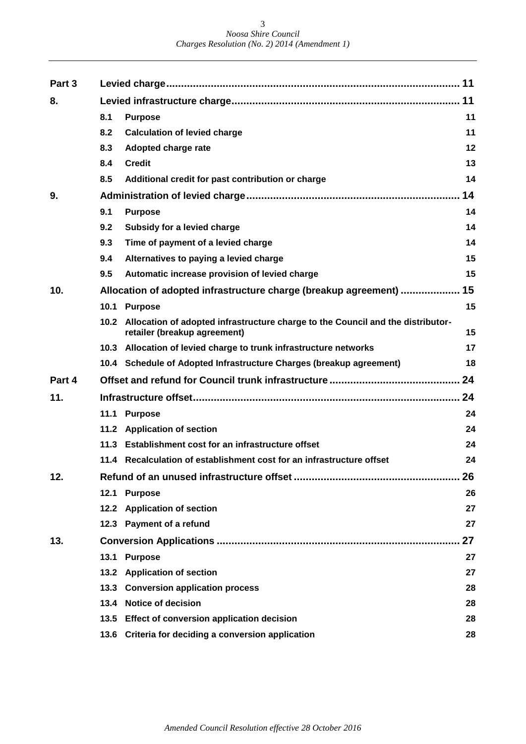| | | | |
|---|---|---|---|
| **Part 3** | **Levied charge** | | **11** |
| **8.** | **Levied infrastructure charge** | | **11** |
| | **8.1** | **Purpose** | **11** |
| | **8.2** | **Calculation of levied charge** | **11** |
| | **8.3** | **Adopted charge rate** | **12** |
| | **8.4** | **Credit** | **13** |
| | **8.5** | **Additional credit for past contribution or charge** | **14** |
| **9.** | **Administration of levied charge** | | **14** |
| | **9.1** | **Purpose** | **14** |
| | **9.2** | **Subsidy for a levied charge** | **14** |
| | **9.3** | **Time of payment of a levied charge** | **14** |
| | **9.4** | **Alternatives to paying a levied charge** | **15** |
| | **9.5** | **Automatic increase provision of levied charge** | **15** |
| **10.** | **Allocation of adopted infrastructure charge (breakup agreement)** | | **15** |
| | **10.1** | **Purpose** | **15** |
| | **10.2** | **Allocation of adopted infrastructure charge to the Council and the distributor-retailer (breakup agreement)** | **15** |
| | **10.3** | **Allocation of levied charge to trunk infrastructure networks** | **17** |
| | **10.4** | **Schedule of Adopted Infrastructure Charges (breakup agreement)** | **18** |
| **Part 4** | **Offset and refund for Council trunk infrastructure** | | **24** |
| **11.** | **Infrastructure offset** | | **24** |
| | **11.1** | **Purpose** | **24** |
| | **11.2** | **Application of section** | **24** |
| | **11.3** | **Establishment cost for an infrastructure offset** | **24** |
| | **11.4** | **Recalculation of establishment cost for an infrastructure offset** | **24** |
| **12.** | **Refund of an unused infrastructure offset** | | **26** |
| | **12.1** | **Purpose** | **26** |
| | **12.2** | **Application of section** | **27** |
| | **12.3** | **Payment of a refund** | **27** |
| **13.** | **Conversion Applications** | | **27** |
| | **13.1** | **Purpose** | **27** |
| | **13.2** | **Application of section** | **27** |
| | **13.3** | **Conversion application process** | **28** |
| | **13.4** | **Notice of decision** | **28** |
| | **13.5** | **Effect of conversion application decision** | **28** |
| | **13.6** | **Criteria for deciding a conversion application** | **28** |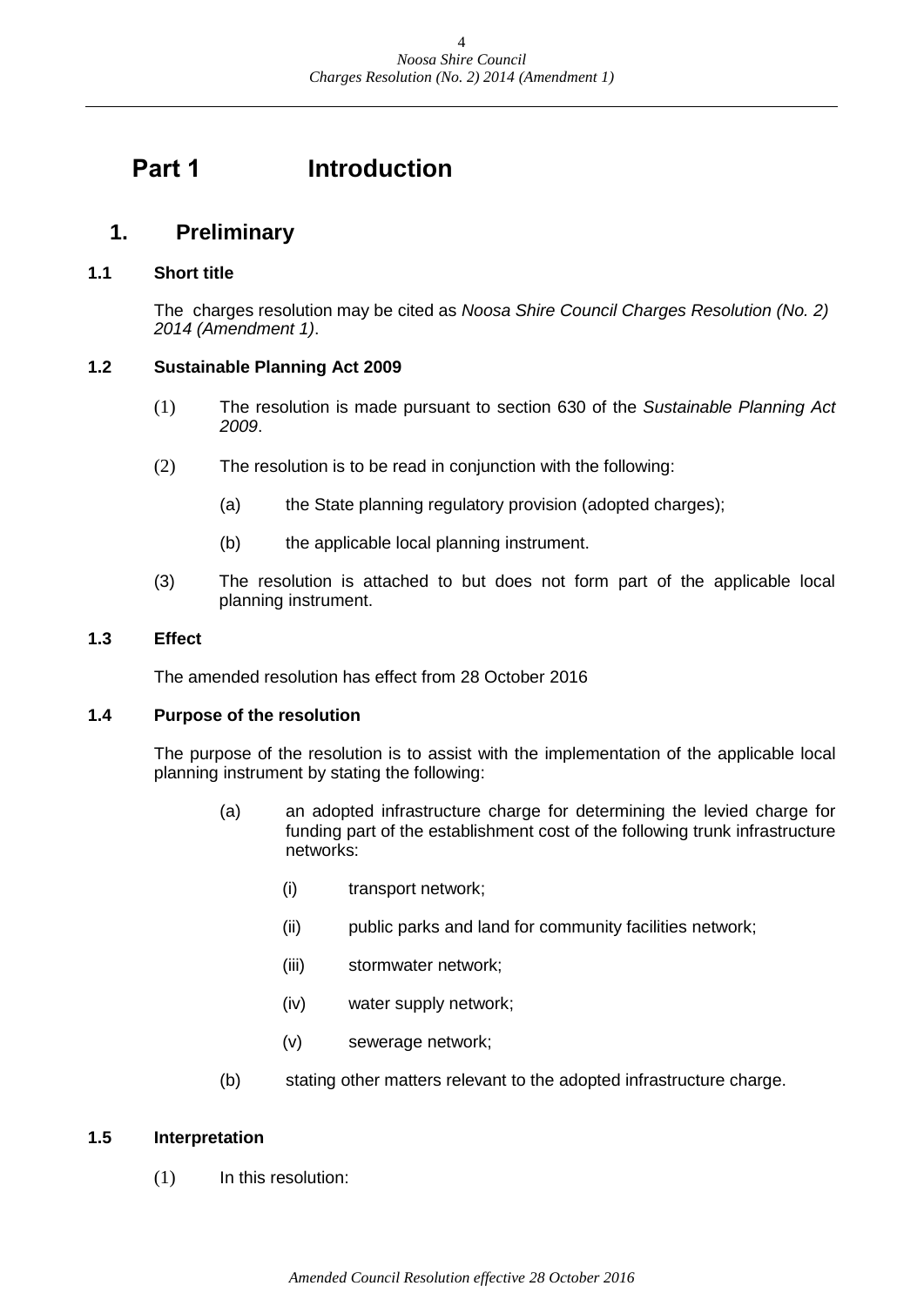# Part 1 Introduction

## 1. Preliminary

### 1.1 Short title

The charges resolution may be cited as *Noosa Shire Council Charges Resolution (No. 2) 2014 (Amendment 1)*.

### 1.2 Sustainable Planning Act 2009

(1) The resolution is made pursuant to section 630 of the *Sustainable Planning Act 2009*.

(2) The resolution is to be read in conjunction with the following:

- (a) the State planning regulatory provision (adopted charges);
- (b) the applicable local planning instrument.

(3) The resolution is attached to but does not form part of the applicable local planning instrument.

### 1.3 Effect

The amended resolution has effect from 28 October 2016

### 1.4 Purpose of the resolution

The purpose of the resolution is to assist with the implementation of the applicable local planning instrument by stating the following:

- (a) an adopted infrastructure charge for determining the levied charge for funding part of the establishment cost of the following trunk infrastructure networks:
  - (i) transport network;
  - (ii) public parks and land for community facilities network;
  - (iii) stormwater network;
  - (iv) water supply network;
  - (v) sewerage network;
- (b) stating other matters relevant to the adopted infrastructure charge.

### 1.5 Interpretation

(1) In this resolution: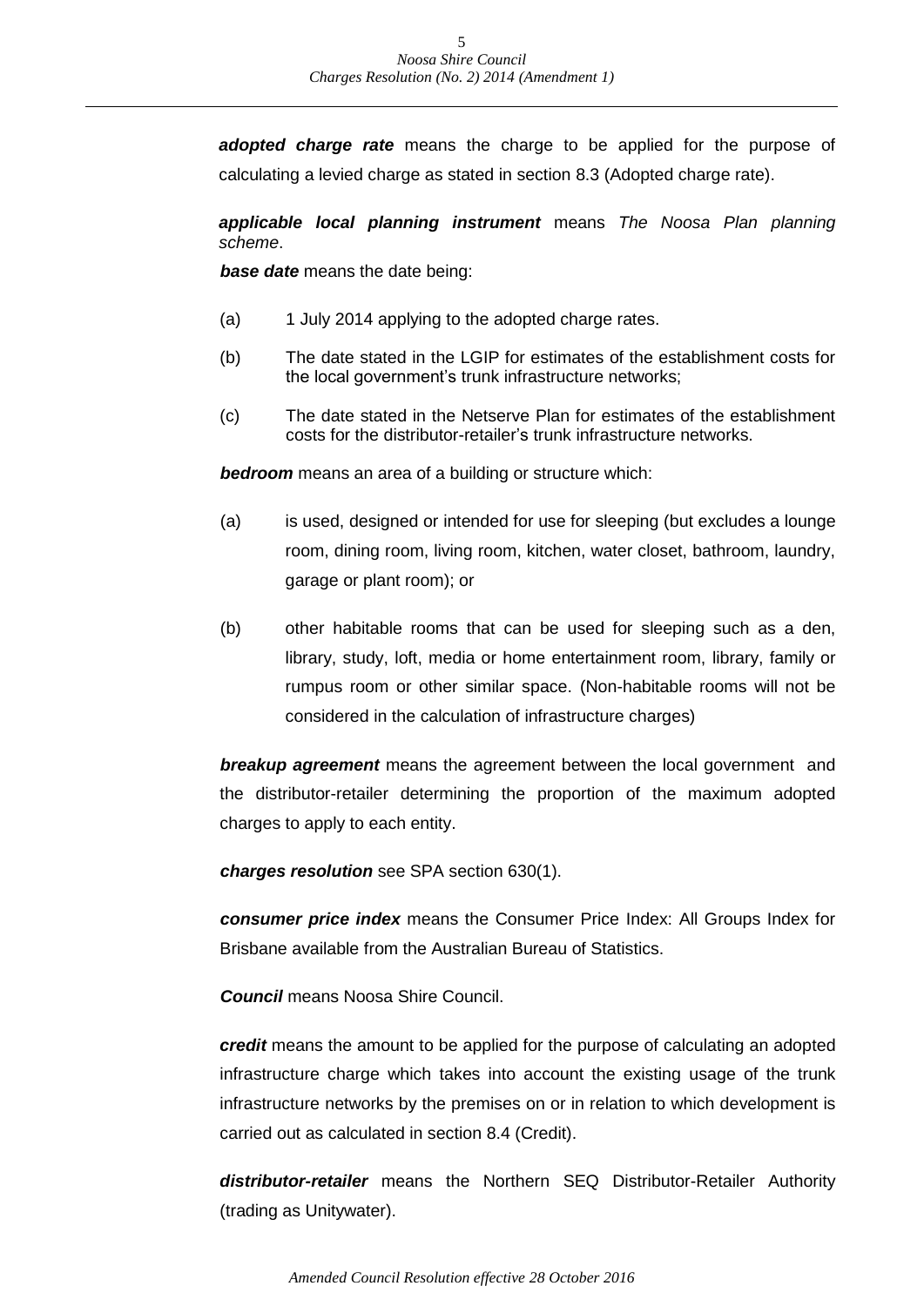***adopted charge rate*** means the charge to be applied for the purpose of calculating a levied charge as stated in section 8.3 (Adopted charge rate).

***applicable local planning instrument*** means *The Noosa Plan planning scheme*.

***base date*** means the date being:

(a) 1 July 2014 applying to the adopted charge rates.

(b) The date stated in the LGIP for estimates of the establishment costs for the local government's trunk infrastructure networks;

(c) The date stated in the Netserve Plan for estimates of the establishment costs for the distributor-retailer's trunk infrastructure networks.

***bedroom*** means an area of a building or structure which:

(a) is used, designed or intended for use for sleeping (but excludes a lounge room, dining room, living room, kitchen, water closet, bathroom, laundry, garage or plant room); or

(b) other habitable rooms that can be used for sleeping such as a den, library, study, loft, media or home entertainment room, library, family or rumpus room or other similar space. (Non-habitable rooms will not be considered in the calculation of infrastructure charges)

***breakup agreement*** means the agreement between the local government and the distributor-retailer determining the proportion of the maximum adopted charges to apply to each entity.

***charges resolution*** see SPA section 630(1).

***consumer price index*** means the Consumer Price Index: All Groups Index for Brisbane available from the Australian Bureau of Statistics.

***Council*** means Noosa Shire Council.

***credit*** means the amount to be applied for the purpose of calculating an adopted infrastructure charge which takes into account the existing usage of the trunk infrastructure networks by the premises on or in relation to which development is carried out as calculated in section 8.4 (Credit).

***distributor-retailer*** means the Northern SEQ Distributor-Retailer Authority (trading as Unitywater).

*Amended Council Resolution effective 28 October 2016*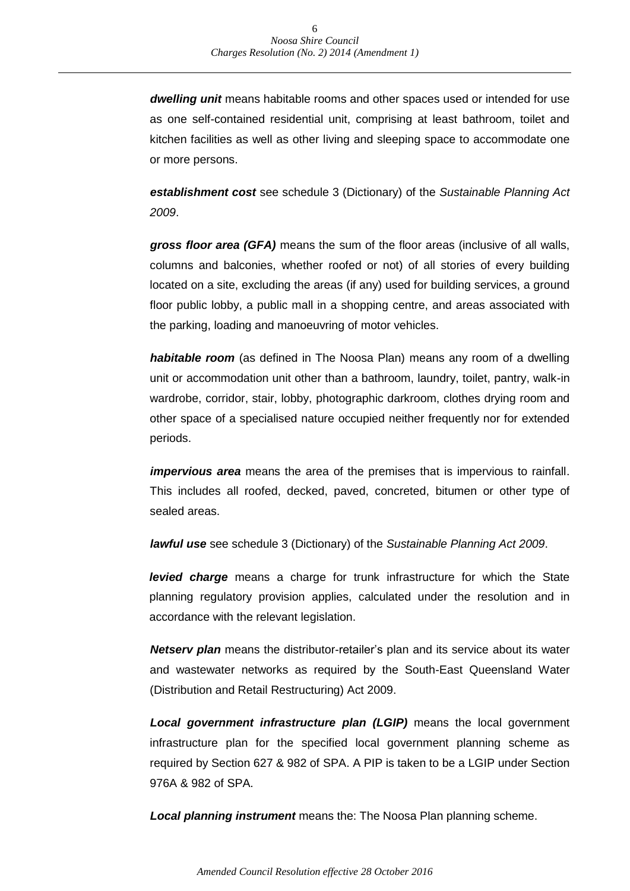***dwelling unit*** means habitable rooms and other spaces used or intended for use as one self-contained residential unit, comprising at least bathroom, toilet and kitchen facilities as well as other living and sleeping space to accommodate one or more persons.

***establishment cost*** see schedule 3 (Dictionary) of the *Sustainable Planning Act 2009*.

***gross floor area (GFA)*** means the sum of the floor areas (inclusive of all walls, columns and balconies, whether roofed or not) of all stories of every building located on a site, excluding the areas (if any) used for building services, a ground floor public lobby, a public mall in a shopping centre, and areas associated with the parking, loading and manoeuvring of motor vehicles.

***habitable room*** (as defined in The Noosa Plan) means any room of a dwelling unit or accommodation unit other than a bathroom, laundry, toilet, pantry, walk-in wardrobe, corridor, stair, lobby, photographic darkroom, clothes drying room and other space of a specialised nature occupied neither frequently nor for extended periods.

***impervious area*** means the area of the premises that is impervious to rainfall. This includes all roofed, decked, paved, concreted, bitumen or other type of sealed areas.

***lawful use*** see schedule 3 (Dictionary) of the *Sustainable Planning Act 2009*.

***levied charge*** means a charge for trunk infrastructure for which the State planning regulatory provision applies, calculated under the resolution and in accordance with the relevant legislation.

***Netserv plan*** means the distributor-retailer's plan and its service about its water and wastewater networks as required by the South-East Queensland Water (Distribution and Retail Restructuring) Act 2009.

***Local government infrastructure plan (LGIP)*** means the local government infrastructure plan for the specified local government planning scheme as required by Section 627 & 982 of SPA. A PIP is taken to be a LGIP under Section 976A & 982 of SPA.

***Local planning instrument*** means the: The Noosa Plan planning scheme.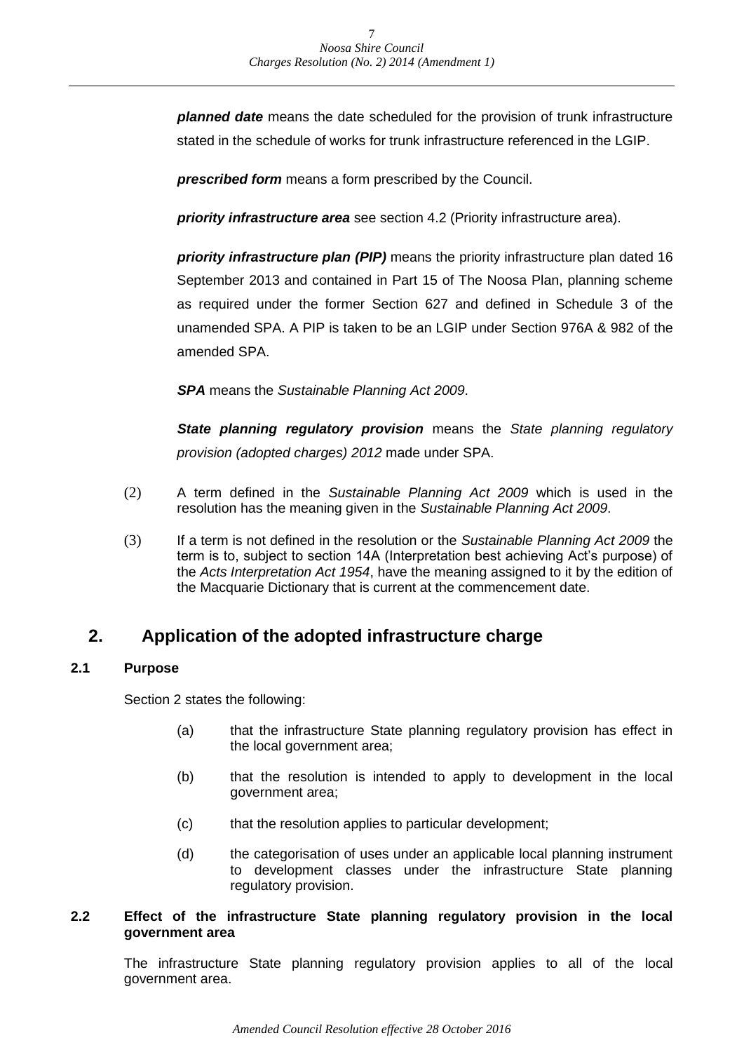***planned date*** means the date scheduled for the provision of trunk infrastructure stated in the schedule of works for trunk infrastructure referenced in the LGIP.

***prescribed form*** means a form prescribed by the Council.

***priority infrastructure area*** see section 4.2 (Priority infrastructure area).

***priority infrastructure plan (PIP)*** means the priority infrastructure plan dated 16 September 2013 and contained in Part 15 of The Noosa Plan, planning scheme as required under the former Section 627 and defined in Schedule 3 of the unamended SPA. A PIP is taken to be an LGIP under Section 976A & 982 of the amended SPA.

***SPA*** means the *Sustainable Planning Act 2009*.

***State planning regulatory provision*** means the *State planning regulatory provision (adopted charges) 2012* made under SPA.

(2) A term defined in the *Sustainable Planning Act 2009* which is used in the resolution has the meaning given in the *Sustainable Planning Act 2009*.

(3) If a term is not defined in the resolution or the *Sustainable Planning Act 2009* the term is to, subject to section 14A (Interpretation best achieving Act's purpose) of the *Acts Interpretation Act 1954*, have the meaning assigned to it by the edition of the Macquarie Dictionary that is current at the commencement date.

## 2. Application of the adopted infrastructure charge

### 2.1 Purpose

Section 2 states the following:

(a) that the infrastructure State planning regulatory provision has effect in the local government area;

(b) that the resolution is intended to apply to development in the local government area;

(c) that the resolution applies to particular development;

(d) the categorisation of uses under an applicable local planning instrument to development classes under the infrastructure State planning regulatory provision.

### 2.2 Effect of the infrastructure State planning regulatory provision in the local government area

The infrastructure State planning regulatory provision applies to all of the local government area.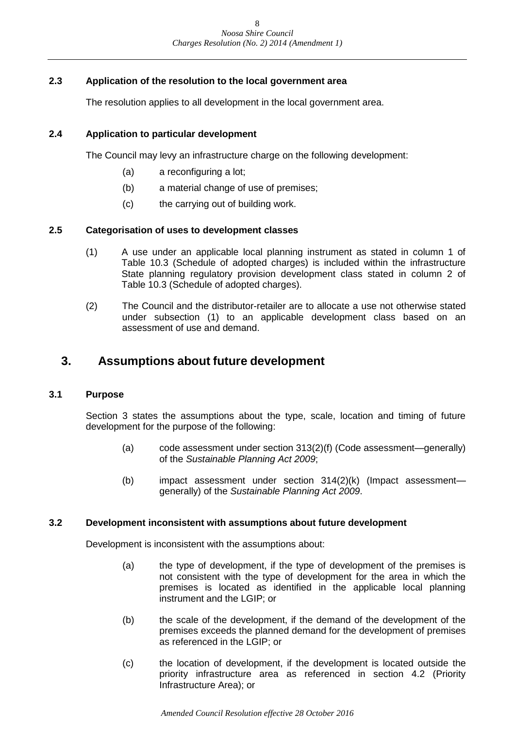### 2.3 Application of the resolution to the local government area

The resolution applies to all development in the local government area.

### 2.4 Application to particular development

The Council may levy an infrastructure charge on the following development:

- (a) a reconfiguring a lot;
- (b) a material change of use of premises;
- (c) the carrying out of building work.

### 2.5 Categorisation of uses to development classes

(1) A use under an applicable local planning instrument as stated in column 1 of Table 10.3 (Schedule of adopted charges) is included within the infrastructure State planning regulatory provision development class stated in column 2 of Table 10.3 (Schedule of adopted charges).

(2) The Council and the distributor-retailer are to allocate a use not otherwise stated under subsection (1) to an applicable development class based on an assessment of use and demand.

## 3. Assumptions about future development

### 3.1 Purpose

Section 3 states the assumptions about the type, scale, location and timing of future development for the purpose of the following:

- (a) code assessment under section 313(2)(f) (Code assessment—generally) of the *Sustainable Planning Act 2009*;
- (b) impact assessment under section 314(2)(k) (Impact assessment—generally) of the *Sustainable Planning Act 2009*.

### 3.2 Development inconsistent with assumptions about future development

Development is inconsistent with the assumptions about:

- (a) the type of development, if the type of development of the premises is not consistent with the type of development for the area in which the premises is located as identified in the applicable local planning instrument and the LGIP; or
- (b) the scale of the development, if the demand of the development of the premises exceeds the planned demand for the development of premises as referenced in the LGIP; or
- (c) the location of development, if the development is located outside the priority infrastructure area as referenced in section 4.2 (Priority Infrastructure Area); or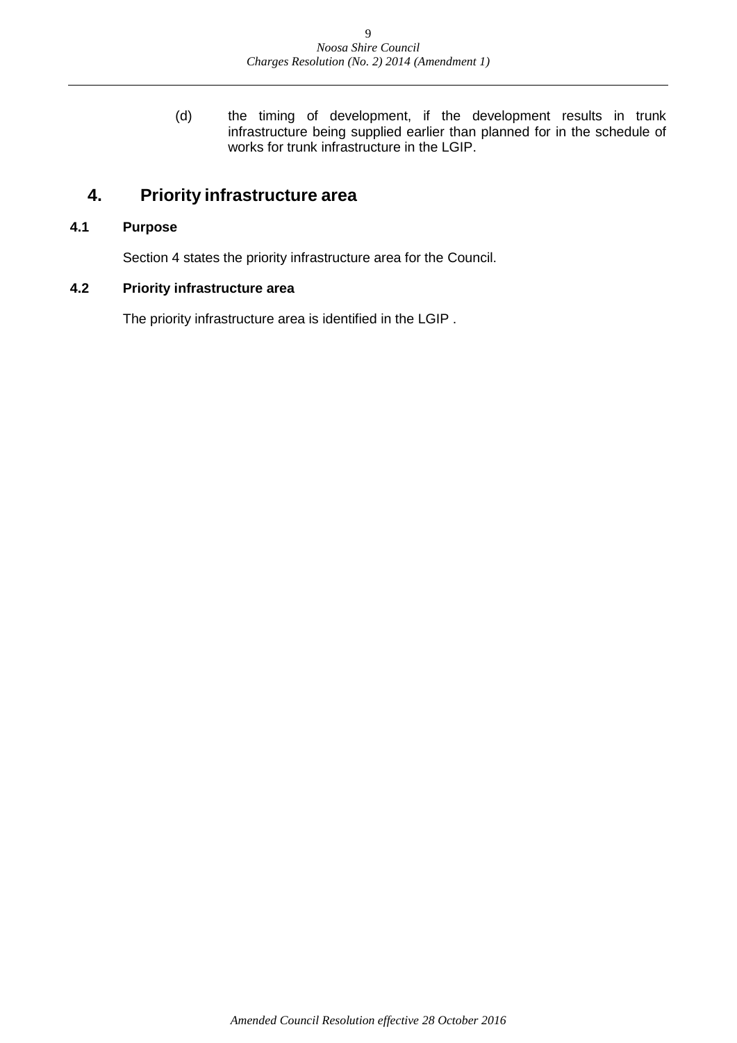(d) the timing of development, if the development results in trunk infrastructure being supplied earlier than planned for in the schedule of works for trunk infrastructure in the LGIP.

# 4. Priority infrastructure area

## 4.1 Purpose

Section 4 states the priority infrastructure area for the Council.

## 4.2 Priority infrastructure area

The priority infrastructure area is identified in the LGIP .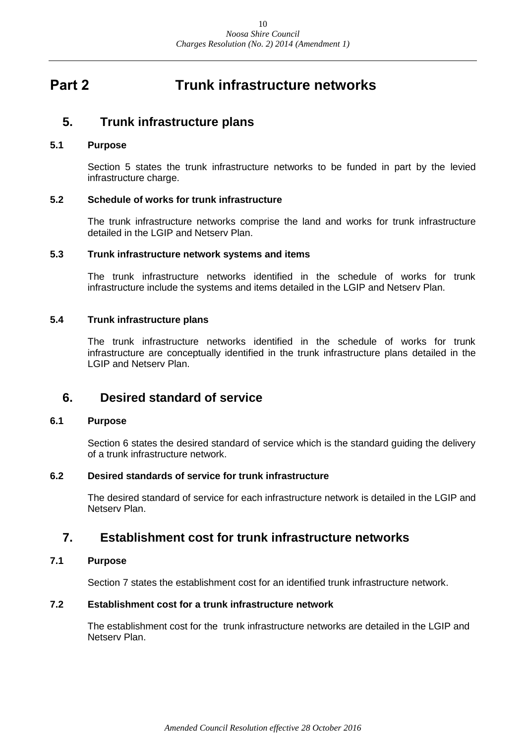# Part 2 Trunk infrastructure networks

## 5. Trunk infrastructure plans

### 5.1 Purpose

Section 5 states the trunk infrastructure networks to be funded in part by the levied infrastructure charge.

### 5.2 Schedule of works for trunk infrastructure

The trunk infrastructure networks comprise the land and works for trunk infrastructure detailed in the LGIP and Netserv Plan.

### 5.3 Trunk infrastructure network systems and items

The trunk infrastructure networks identified in the schedule of works for trunk infrastructure include the systems and items detailed in the LGIP and Netserv Plan.

### 5.4 Trunk infrastructure plans

The trunk infrastructure networks identified in the schedule of works for trunk infrastructure are conceptually identified in the trunk infrastructure plans detailed in the LGIP and Netserv Plan.

## 6. Desired standard of service

### 6.1 Purpose

Section 6 states the desired standard of service which is the standard guiding the delivery of a trunk infrastructure network.

### 6.2 Desired standards of service for trunk infrastructure

The desired standard of service for each infrastructure network is detailed in the LGIP and Netserv Plan.

## 7. Establishment cost for trunk infrastructure networks

### 7.1 Purpose

Section 7 states the establishment cost for an identified trunk infrastructure network.

### 7.2 Establishment cost for a trunk infrastructure network

The establishment cost for the trunk infrastructure networks are detailed in the LGIP and Netserv Plan.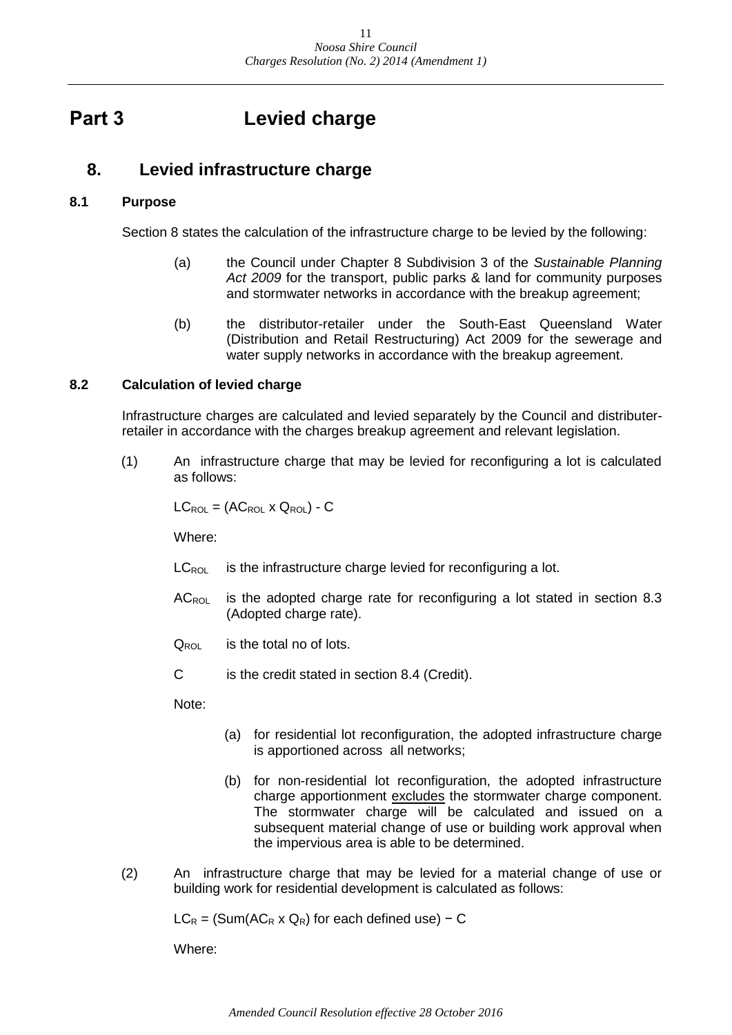# Part 3 Levied charge

## 8. Levied infrastructure charge

### 8.1 Purpose

Section 8 states the calculation of the infrastructure charge to be levied by the following:

(a) the Council under Chapter 8 Subdivision 3 of the *Sustainable Planning Act 2009* for the transport, public parks & land for community purposes and stormwater networks in accordance with the breakup agreement;

(b) the distributor-retailer under the South-East Queensland Water (Distribution and Retail Restructuring) Act 2009 for the sewerage and water supply networks in accordance with the breakup agreement.

### 8.2 Calculation of levied charge

Infrastructure charges are calculated and levied separately by the Council and distributer-retailer in accordance with the charges breakup agreement and relevant legislation.

(1) An infrastructure charge that may be levied for reconfiguring a lot is calculated as follows:

$LC_{ROL} = (AC_{ROL} \times Q_{ROL}) - C$

Where:

$LC_{ROL}$ is the infrastructure charge levied for reconfiguring a lot.

$AC_{ROL}$ is the adopted charge rate for reconfiguring a lot stated in section 8.3 (Adopted charge rate).

$Q_{ROL}$ is the total no of lots.

C is the credit stated in section 8.4 (Credit).

Note:

(a) for residential lot reconfiguration, the adopted infrastructure charge is apportioned across all networks;

(b) for non-residential lot reconfiguration, the adopted infrastructure charge apportionment <u>excludes</u> the stormwater charge component. The stormwater charge will be calculated and issued on a subsequent material change of use or building work approval when the impervious area is able to be determined.

(2) An infrastructure charge that may be levied for a material change of use or building work for residential development is calculated as follows:

$LC_R = (\text{Sum}(AC_R \times Q_R) \text{ for each defined use}) - C$

Where: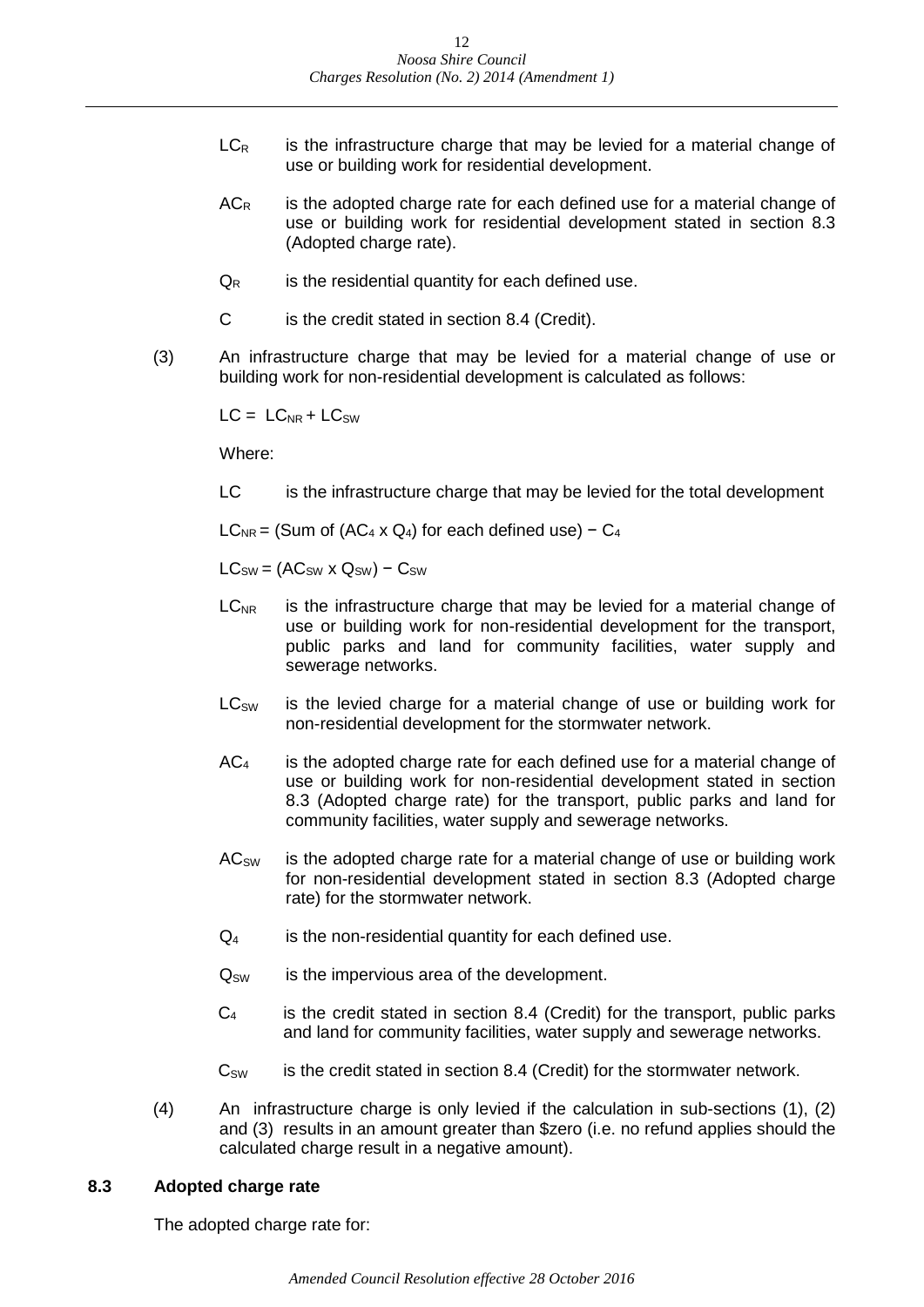$LC_R$ is the infrastructure charge that may be levied for a material change of use or building work for residential development.

$AC_R$ is the adopted charge rate for each defined use for a material change of use or building work for residential development stated in section 8.3 (Adopted charge rate).

$Q_R$ is the residential quantity for each defined use.

C is the credit stated in section 8.4 (Credit).

(3) An infrastructure charge that may be levied for a material change of use or building work for non-residential development is calculated as follows:

$LC = LC_{NR} + LC_{SW}$

Where:

LC is the infrastructure charge that may be levied for the total development

$LC_{NR}$ = (Sum of ($AC_4 \times Q_4$) for each defined use) − $C_4$

$LC_{SW} = (AC_{SW} \times Q_{SW}) - C_{SW}$

$LC_{NR}$ is the infrastructure charge that may be levied for a material change of use or building work for non-residential development for the transport, public parks and land for community facilities, water supply and sewerage networks.

$LC_{SW}$ is the levied charge for a material change of use or building work for non-residential development for the stormwater network.

$AC_4$ is the adopted charge rate for each defined use for a material change of use or building work for non-residential development stated in section 8.3 (Adopted charge rate) for the transport, public parks and land for community facilities, water supply and sewerage networks.

$AC_{SW}$ is the adopted charge rate for a material change of use or building work for non-residential development stated in section 8.3 (Adopted charge rate) for the stormwater network.

$Q_4$ is the non-residential quantity for each defined use.

$Q_{SW}$ is the impervious area of the development.

$C_4$ is the credit stated in section 8.4 (Credit) for the transport, public parks and land for community facilities, water supply and sewerage networks.

$C_{SW}$ is the credit stated in section 8.4 (Credit) for the stormwater network.

(4) An infrastructure charge is only levied if the calculation in sub-sections (1), (2) and (3) results in an amount greater than $zero (i.e. no refund applies should the calculated charge result in a negative amount).

## 8.3 Adopted charge rate

The adopted charge rate for: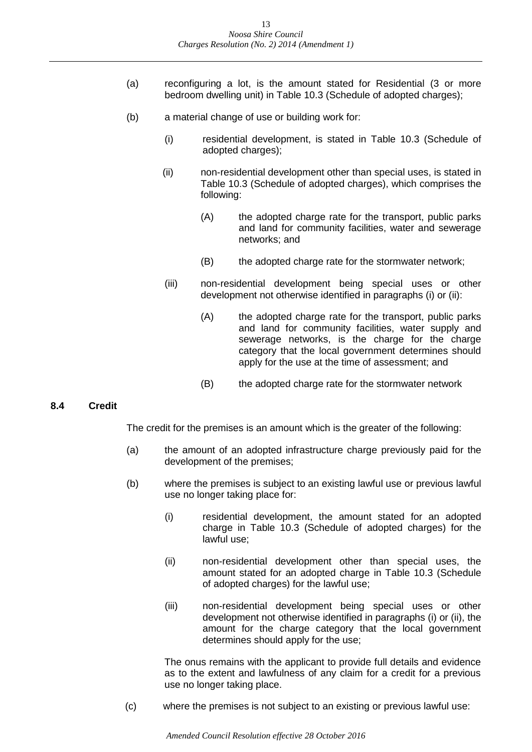(a) reconfiguring a lot, is the amount stated for Residential (3 or more bedroom dwelling unit) in Table 10.3 (Schedule of adopted charges);

(b) a material change of use or building work for:

  (i) residential development, is stated in Table 10.3 (Schedule of adopted charges);

  (ii) non-residential development other than special uses, is stated in Table 10.3 (Schedule of adopted charges), which comprises the following:

    (A) the adopted charge rate for the transport, public parks and land for community facilities, water and sewerage networks; and

    (B) the adopted charge rate for the stormwater network;

  (iii) non-residential development being special uses or other development not otherwise identified in paragraphs (i) or (ii):

    (A) the adopted charge rate for the transport, public parks and land for community facilities, water supply and sewerage networks, is the charge for the charge category that the local government determines should apply for the use at the time of assessment; and

    (B) the adopted charge rate for the stormwater network

## 8.4 Credit

The credit for the premises is an amount which is the greater of the following:

(a) the amount of an adopted infrastructure charge previously paid for the development of the premises;

(b) where the premises is subject to an existing lawful use or previous lawful use no longer taking place for:

  (i) residential development, the amount stated for an adopted charge in Table 10.3 (Schedule of adopted charges) for the lawful use;

  (ii) non-residential development other than special uses, the amount stated for an adopted charge in Table 10.3 (Schedule of adopted charges) for the lawful use;

  (iii) non-residential development being special uses or other development not otherwise identified in paragraphs (i) or (ii), the amount for the charge category that the local government determines should apply for the use;

  The onus remains with the applicant to provide full details and evidence as to the extent and lawfulness of any claim for a credit for a previous use no longer taking place.

(c) where the premises is not subject to an existing or previous lawful use: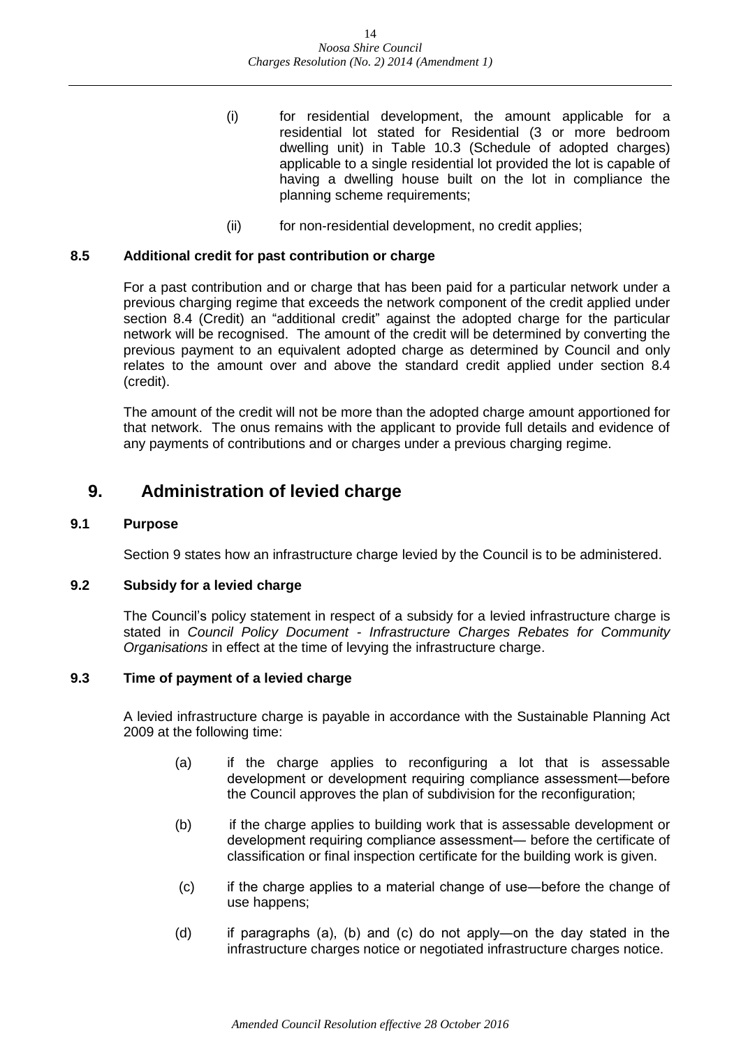(i) for residential development, the amount applicable for a residential lot stated for Residential (3 or more bedroom dwelling unit) in Table 10.3 (Schedule of adopted charges) applicable to a single residential lot provided the lot is capable of having a dwelling house built on the lot in compliance the planning scheme requirements;

(ii) for non-residential development, no credit applies;

### 8.5 Additional credit for past contribution or charge

For a past contribution and or charge that has been paid for a particular network under a previous charging regime that exceeds the network component of the credit applied under section 8.4 (Credit) an "additional credit" against the adopted charge for the particular network will be recognised. The amount of the credit will be determined by converting the previous payment to an equivalent adopted charge as determined by Council and only relates to the amount over and above the standard credit applied under section 8.4 (credit).

The amount of the credit will not be more than the adopted charge amount apportioned for that network. The onus remains with the applicant to provide full details and evidence of any payments of contributions and or charges under a previous charging regime.

## 9. Administration of levied charge

### 9.1 Purpose

Section 9 states how an infrastructure charge levied by the Council is to be administered.

### 9.2 Subsidy for a levied charge

The Council's policy statement in respect of a subsidy for a levied infrastructure charge is stated in *Council Policy Document - Infrastructure Charges Rebates for Community Organisations* in effect at the time of levying the infrastructure charge.

### 9.3 Time of payment of a levied charge

A levied infrastructure charge is payable in accordance with the Sustainable Planning Act 2009 at the following time:

(a) if the charge applies to reconfiguring a lot that is assessable development or development requiring compliance assessment—before the Council approves the plan of subdivision for the reconfiguration;

(b) if the charge applies to building work that is assessable development or development requiring compliance assessment— before the certificate of classification or final inspection certificate for the building work is given.

(c) if the charge applies to a material change of use—before the change of use happens;

(d) if paragraphs (a), (b) and (c) do not apply—on the day stated in the infrastructure charges notice or negotiated infrastructure charges notice.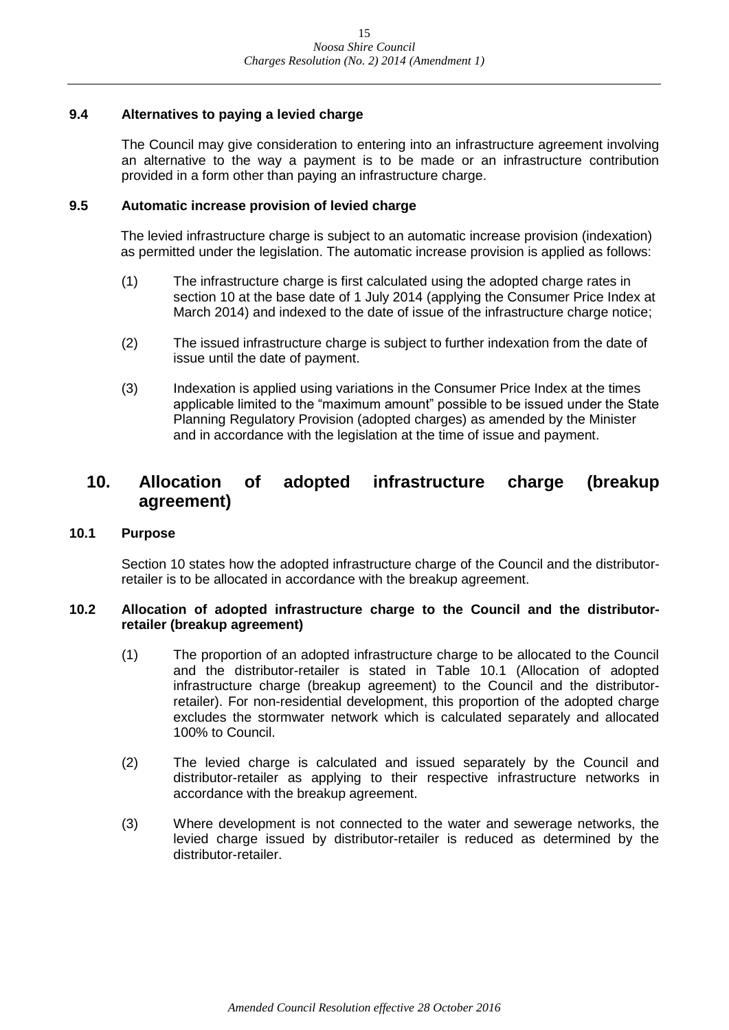### 9.4 Alternatives to paying a levied charge

The Council may give consideration to entering into an infrastructure agreement involving an alternative to the way a payment is to be made or an infrastructure contribution provided in a form other than paying an infrastructure charge.

### 9.5 Automatic increase provision of levied charge

The levied infrastructure charge is subject to an automatic increase provision (indexation) as permitted under the legislation. The automatic increase provision is applied as follows:

(1) The infrastructure charge is first calculated using the adopted charge rates in section 10 at the base date of 1 July 2014 (applying the Consumer Price Index at March 2014) and indexed to the date of issue of the infrastructure charge notice;

(2) The issued infrastructure charge is subject to further indexation from the date of issue until the date of payment.

(3) Indexation is applied using variations in the Consumer Price Index at the times applicable limited to the "maximum amount" possible to be issued under the State Planning Regulatory Provision (adopted charges) as amended by the Minister and in accordance with the legislation at the time of issue and payment.

## 10. Allocation of adopted infrastructure charge (breakup agreement)

### 10.1 Purpose

Section 10 states how the adopted infrastructure charge of the Council and the distributor-retailer is to be allocated in accordance with the breakup agreement.

### 10.2 Allocation of adopted infrastructure charge to the Council and the distributor-retailer (breakup agreement)

(1) The proportion of an adopted infrastructure charge to be allocated to the Council and the distributor-retailer is stated in Table 10.1 (Allocation of adopted infrastructure charge (breakup agreement) to the Council and the distributor-retailer). For non-residential development, this proportion of the adopted charge excludes the stormwater network which is calculated separately and allocated 100% to Council.

(2) The levied charge is calculated and issued separately by the Council and distributor-retailer as applying to their respective infrastructure networks in accordance with the breakup agreement.

(3) Where development is not connected to the water and sewerage networks, the levied charge issued by distributor-retailer is reduced as determined by the distributor-retailer.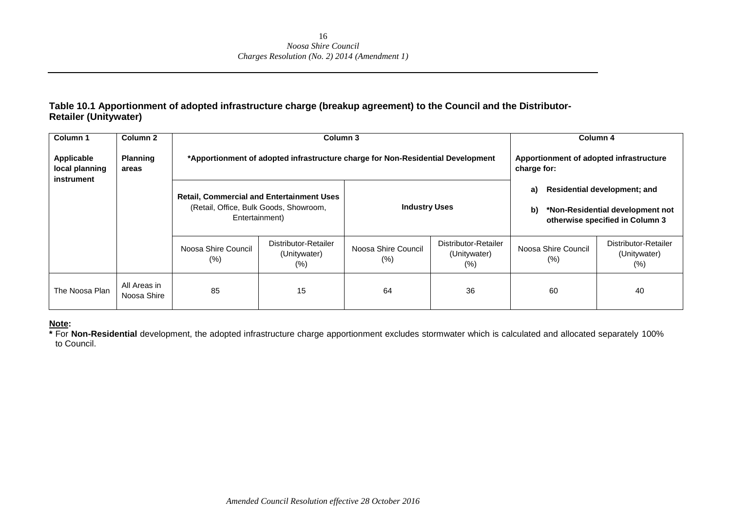**Table 10.1 Apportionment of adopted infrastructure charge (breakup agreement) to the Council and the Distributor-Retailer (Unitywater)**

| **Column 1**<br><br>**Applicable local planning instrument** | **Column 2**<br><br>**Planning areas** | **Column 3**<br><br>**\*Apportionment of adopted infrastructure charge for Non-Residential Development** | | | | **Column 4**<br><br>**Apportionment of adopted infrastructure charge for:**<br><br>**a) Residential development; and**<br><br>**b) \*Non-Residential development not otherwise specified in Column 3** | |
|---|---|---|---|---|---|---|---|
| | | **Retail, Commercial and Entertainment Uses** (Retail, Office, Bulk Goods, Showroom, Entertainment) | | **Industry Uses** | | | |
| | | Noosa Shire Council (%) | Distributor-Retailer (Unitywater) (%) | Noosa Shire Council (%) | Distributor-Retailer (Unitywater) (%) | Noosa Shire Council (%) | Distributor-Retailer (Unitywater) (%) |
| The Noosa Plan | All Areas in Noosa Shire | 85 | 15 | 64 | 36 | 60 | 40 |

**Note:**

**\*** For **Non-Residential** development, the adopted infrastructure charge apportionment excludes stormwater which is calculated and allocated separately 100% to Council.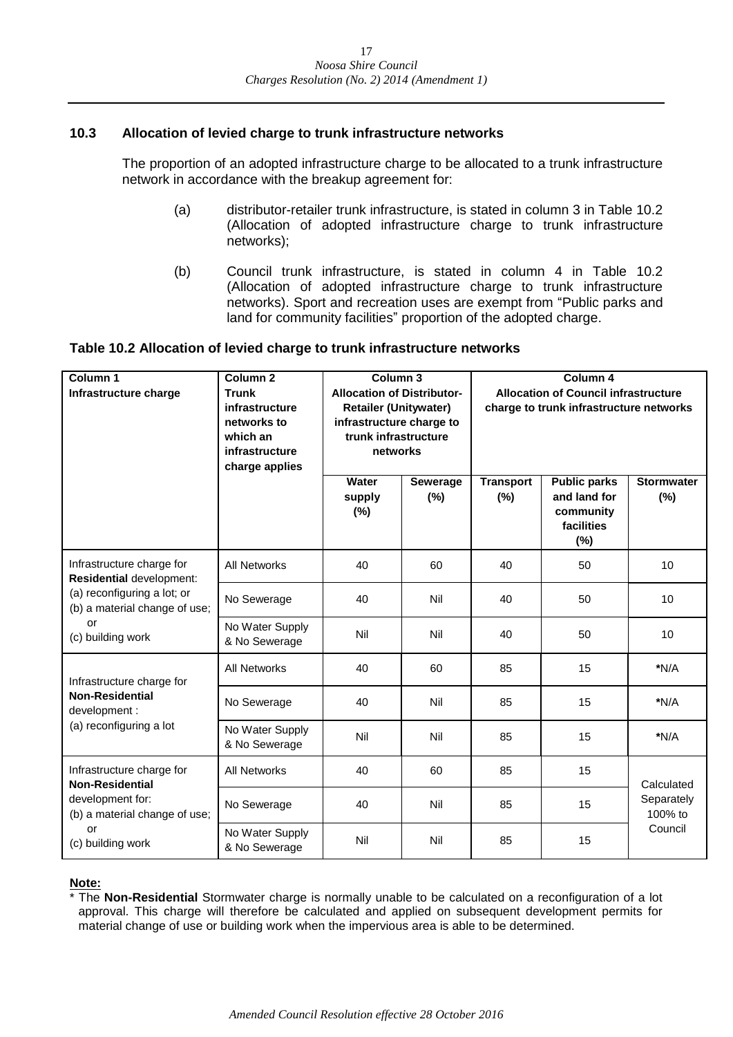### 10.3 Allocation of levied charge to trunk infrastructure networks

The proportion of an adopted infrastructure charge to be allocated to a trunk infrastructure network in accordance with the breakup agreement for:

(a) distributor-retailer trunk infrastructure, is stated in column 3 in Table 10.2 (Allocation of adopted infrastructure charge to trunk infrastructure networks);

(b) Council trunk infrastructure, is stated in column 4 in Table 10.2 (Allocation of adopted infrastructure charge to trunk infrastructure networks). Sport and recreation uses are exempt from "Public parks and land for community facilities" proportion of the adopted charge.

**Table 10.2 Allocation of levied charge to trunk infrastructure networks**

| Column 1<br>Infrastructure charge | Column 2<br>Trunk infrastructure networks to which an infrastructure charge applies | Column 3<br>Allocation of Distributor-Retailer (Unitywater) infrastructure charge to trunk infrastructure networks | | Column 4<br>Allocation of Council infrastructure charge to trunk infrastructure networks | | |
|---|---|---|---|---|---|---|
| | | Water supply (%) | Sewerage (%) | Transport (%) | Public parks and land for community facilities (%) | Stormwater (%) |
| Infrastructure charge for **Residential** development:<br>(a) reconfiguring a lot; or<br>(b) a material change of use; or<br>(c) building work | All Networks | 40 | 60 | 40 | 50 | 10 |
| | No Sewerage | 40 | Nil | 40 | 50 | 10 |
| | No Water Supply & No Sewerage | Nil | Nil | 40 | 50 | 10 |
| Infrastructure charge for **Non-Residential** development :<br>(a) reconfiguring a lot | All Networks | 40 | 60 | 85 | 15 | *N/A |
| | No Sewerage | 40 | Nil | 85 | 15 | *N/A |
| | No Water Supply & No Sewerage | Nil | Nil | 85 | 15 | *N/A |
| Infrastructure charge for **Non-Residential** development for:<br>(b) a material change of use; or<br>(c) building work | All Networks | 40 | 60 | 85 | 15 | Calculated Separately 100% to Council |
| | No Sewerage | 40 | Nil | 85 | 15 | |
| | No Water Supply & No Sewerage | Nil | Nil | 85 | 15 | |

**Note:**

* The **Non-Residential** Stormwater charge is normally unable to be calculated on a reconfiguration of a lot approval. This charge will therefore be calculated and applied on subsequent development permits for material change of use or building work when the impervious area is able to be determined.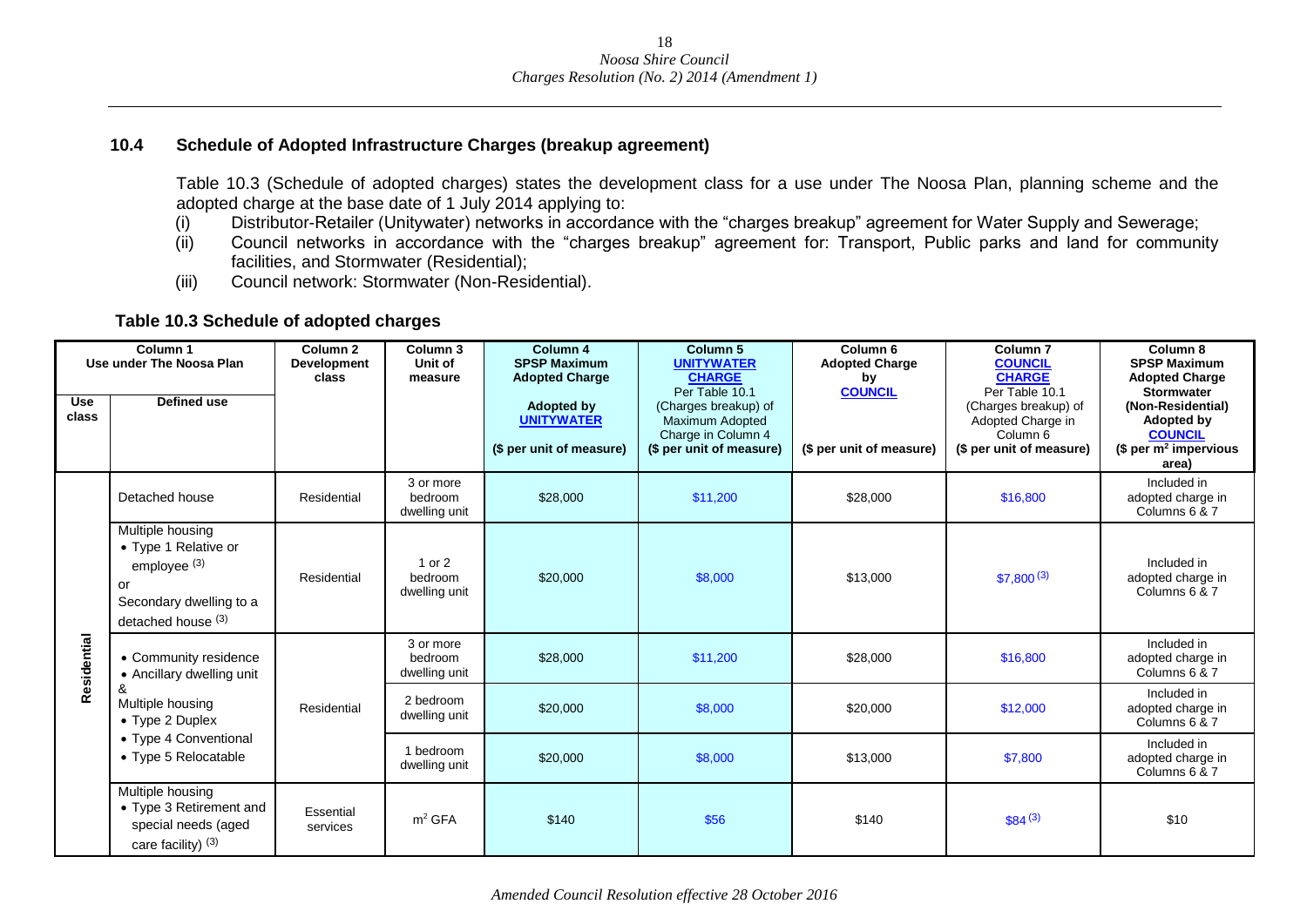## 10.4 Schedule of Adopted Infrastructure Charges (breakup agreement)

Table 10.3 (Schedule of adopted charges) states the development class for a use under The Noosa Plan, planning scheme and the adopted charge at the base date of 1 July 2014 applying to:

- (i) Distributor-Retailer (Unitywater) networks in accordance with the "charges breakup" agreement for Water Supply and Sewerage;
- (ii) Council networks in accordance with the "charges breakup" agreement for: Transport, Public parks and land for community facilities, and Stormwater (Residential);
- (iii) Council network: Stormwater (Non-Residential).

**Table 10.3 Schedule of adopted charges**

| Column 1 Use under The Noosa Plan | | Column 2 Development class | Column 3 Unit of measure | Column 4 SPSP Maximum Adopted Charge Adopted by UNITYWATER ($ per unit of measure) | Column 5 UNITYWATER CHARGE Per Table 10.1 (Charges breakup) of Maximum Adopted Charge in Column 4 ($ per unit of measure) | Column 6 Adopted Charge by COUNCIL ($ per unit of measure) | Column 7 COUNCIL CHARGE Per Table 10.1 (Charges breakup) of Adopted Charge in Column 6 ($ per unit of measure) | Column 8 SPSP Maximum Adopted Charge Stormwater (Non-Residential) Adopted by COUNCIL ($ per m[2] impervious area) |
|---|---|---|---|---|---|---|---|---|
| **Use class** | **Defined use** | | | | | | | |
| Residential | Detached house | Residential | 3 or more bedroom dwelling unit | $28,000 | $11,200 | $28,000 | $16,800 | Included in adopted charge in Columns 6 & 7 |
| | Multiple housing • Type 1 Relative or employee (3) or Secondary dwelling to a detached house (3) | Residential | 1 or 2 bedroom dwelling unit | $20,000 | $8,000 | $13,000 | $7,800 (3) | Included in adopted charge in Columns 6 & 7 |
| | • Community residence • Ancillary dwelling unit & Multiple housing • Type 2 Duplex • Type 4 Conventional • Type 5 Relocatable | Residential | 3 or more bedroom dwelling unit | $28,000 | $11,200 | $28,000 | $16,800 | Included in adopted charge in Columns 6 & 7 |
| | | | 2 bedroom dwelling unit | $20,000 | $8,000 | $20,000 | $12,000 | Included in adopted charge in Columns 6 & 7 |
| | | | 1 bedroom dwelling unit | $20,000 | $8,000 | $13,000 | $7,800 | Included in adopted charge in Columns 6 & 7 |
| | Multiple housing • Type 3 Retirement and special needs (aged care facility) (3) | Essential services | $m^2$ GFA | $140 | $56 | $140 | $84 (3) | $10 |

*Amended Council Resolution effective 28 October 2016*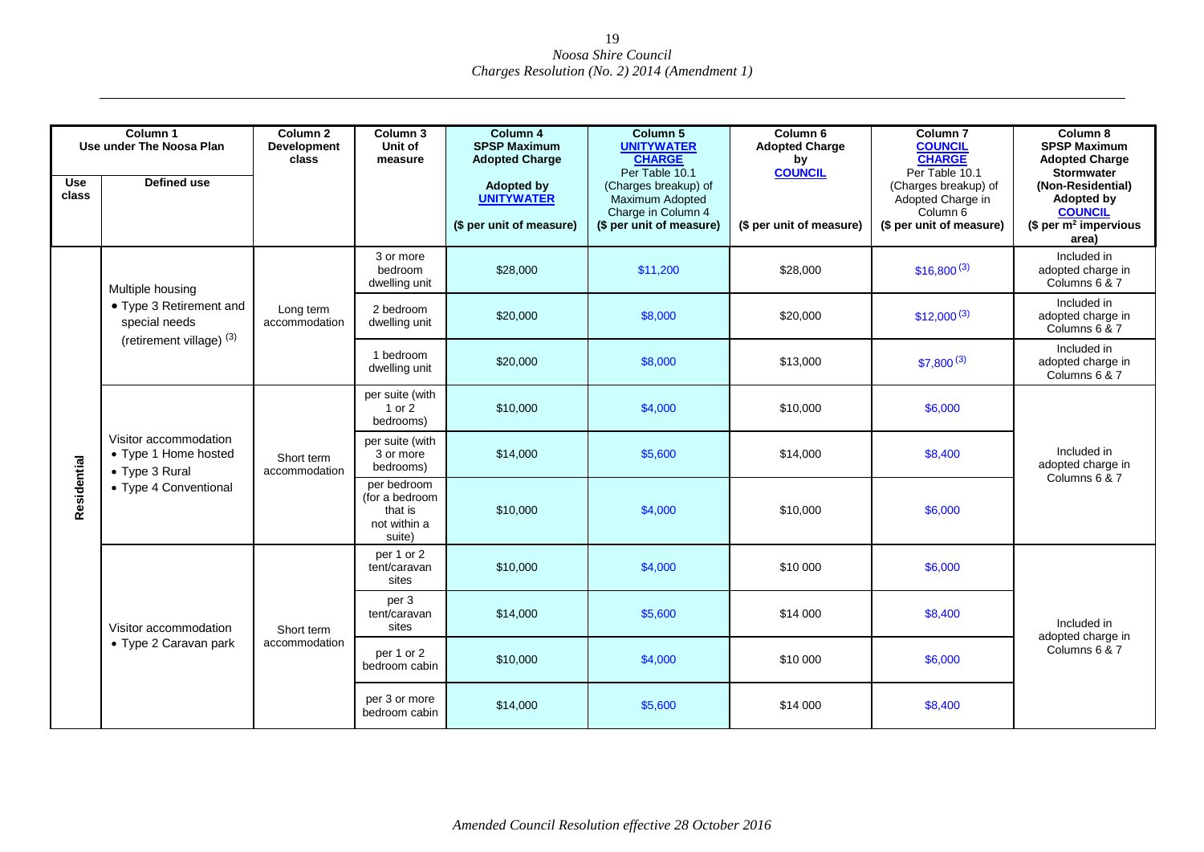| Column 1 Use under The Noosa Plan | | Column 2 Development class | Column 3 Unit of measure | Column 4 SPSP Maximum Adopted Charge | Column 5 UNITYWATER CHARGE Per Table 10.1 (Charges breakup) of Maximum Adopted Charge in Column 4 | Column 6 Adopted Charge by COUNCIL | Column 7 COUNCIL CHARGE Per Table 10.1 (Charges breakup) of Adopted Charge in Column 6 | Column 8 SPSP Maximum Adopted Charge Stormwater (Non-Residential) Adopted by COUNCIL |
|---|---|---|---|---|---|---|---|---|
| Use class | Defined use | | | Adopted by UNITYWATER ($ per unit of measure) | ($ per unit of measure) | ($ per unit of measure) | ($ per unit of measure) | ($ per $m^2$ impervious area) |
| Residential | Multiple housing • Type 3 Retirement and special needs (retirement village) (3) | Long term accommodation | 3 or more bedroom dwelling unit | $28,000 | $11,200 | $28,000 | $16,800 (3) | Included in adopted charge in Columns 6 & 7 |
| | | | 2 bedroom dwelling unit | $20,000 | $8,000 | $20,000 | $12,000 (3) | Included in adopted charge in Columns 6 & 7 |
| | | | 1 bedroom dwelling unit | $20,000 | $8,000 | $13,000 | $7,800 (3) | Included in adopted charge in Columns 6 & 7 |
| | Visitor accommodation • Type 1 Home hosted • Type 3 Rural • Type 4 Conventional | Short term accommodation | per suite (with 1 or 2 bedrooms) | $10,000 | $4,000 | $10,000 | $6,000 | Included in adopted charge in Columns 6 & 7 |
| | | | per suite (with 3 or more bedrooms) | $14,000 | $5,600 | $14,000 | $8,400 | |
| | | | per bedroom (for a bedroom that is not within a suite) | $10,000 | $4,000 | $10,000 | $6,000 | |
| | Visitor accommodation • Type 2 Caravan park | Short term accommodation | per 1 or 2 tent/caravan sites | $10,000 | $4,000 | $10 000 | $6,000 | Included in adopted charge in Columns 6 & 7 |
| | | | per 3 tent/caravan sites | $14,000 | $5,600 | $14 000 | $8,400 | |
| | | | per 1 or 2 bedroom cabin | $10,000 | $4,000 | $10 000 | $6,000 | |
| | | | per 3 or more bedroom cabin | $14,000 | $5,600 | $14 000 | $8,400 | |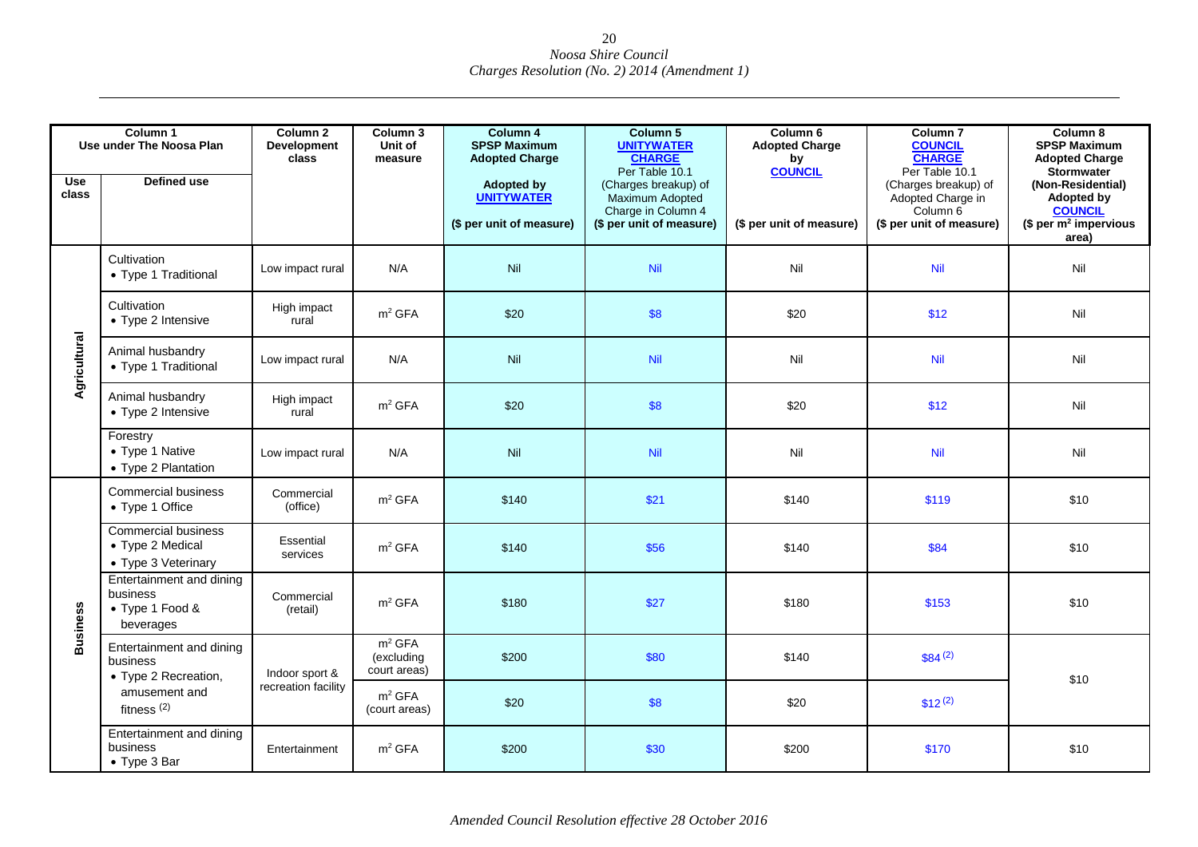| Column 1<br>Use under The Noosa Plan | | Column 2<br>Development class | Column 3<br>Unit of measure | Column 4<br>SPSP Maximum Adopted Charge<br>Adopted by UNITYWATER<br>($ per unit of measure) | Column 5<br>UNITYWATER CHARGE<br>Per Table 10.1 (Charges breakup) of Maximum Adopted Charge in Column 4<br>($ per unit of measure) | Column 6<br>Adopted Charge by COUNCIL<br>($ per unit of measure) | Column 7<br>COUNCIL CHARGE<br>Per Table 10.1 (Charges breakup) of Adopted Charge in Column 6<br>($ per unit of measure) | Column 8<br>SPSP Maximum Adopted Charge Stormwater (Non-Residential) Adopted by COUNCIL<br>($ per $m^2$ impervious area) |
|---|---|---|---|---|---|---|---|---|
| **Use class** | **Defined use** | | | | | | | |
| Agricultural | Cultivation<br>• Type 1 Traditional | Low impact rural | N/A | Nil | Nil | Nil | Nil | Nil |
| | Cultivation<br>• Type 2 Intensive | High impact rural | $m^2$ GFA | $20 | $8 | $20 | $12 | Nil |
| | Animal husbandry<br>• Type 1 Traditional | Low impact rural | N/A | Nil | Nil | Nil | Nil | Nil |
| | Animal husbandry<br>• Type 2 Intensive | High impact rural | $m^2$ GFA | $20 | $8 | $20 | $12 | Nil |
| | Forestry<br>• Type 1 Native<br>• Type 2 Plantation | Low impact rural | N/A | Nil | Nil | Nil | Nil | Nil |
| Business | Commercial business<br>• Type 1 Office | Commercial (office) | $m^2$ GFA | $140 | $21 | $140 | $119 | $10 |
| | Commercial business<br>• Type 2 Medical<br>• Type 3 Veterinary | Essential services | $m^2$ GFA | $140 | $56 | $140 | $84 | $10 |
| | Entertainment and dining business<br>• Type 1 Food & beverages | Commercial (retail) | $m^2$ GFA | $180 | $27 | $180 | $153 | $10 |
| | Entertainment and dining business<br>• Type 2 Recreation, amusement and fitness [(2)] | Indoor sport & recreation facility | $m^2$ GFA (excluding court areas) | $200 | $80 | $140 | $84 [(2)] | $10 |
| | | | $m^2$ GFA (court areas) | $20 | $8 | $20 | $12 [(2)] | |
| | Entertainment and dining business<br>• Type 3 Bar | Entertainment | $m^2$ GFA | $200 | $30 | $200 | $170 | $10 |

*Amended Council Resolution effective 28 October 2016*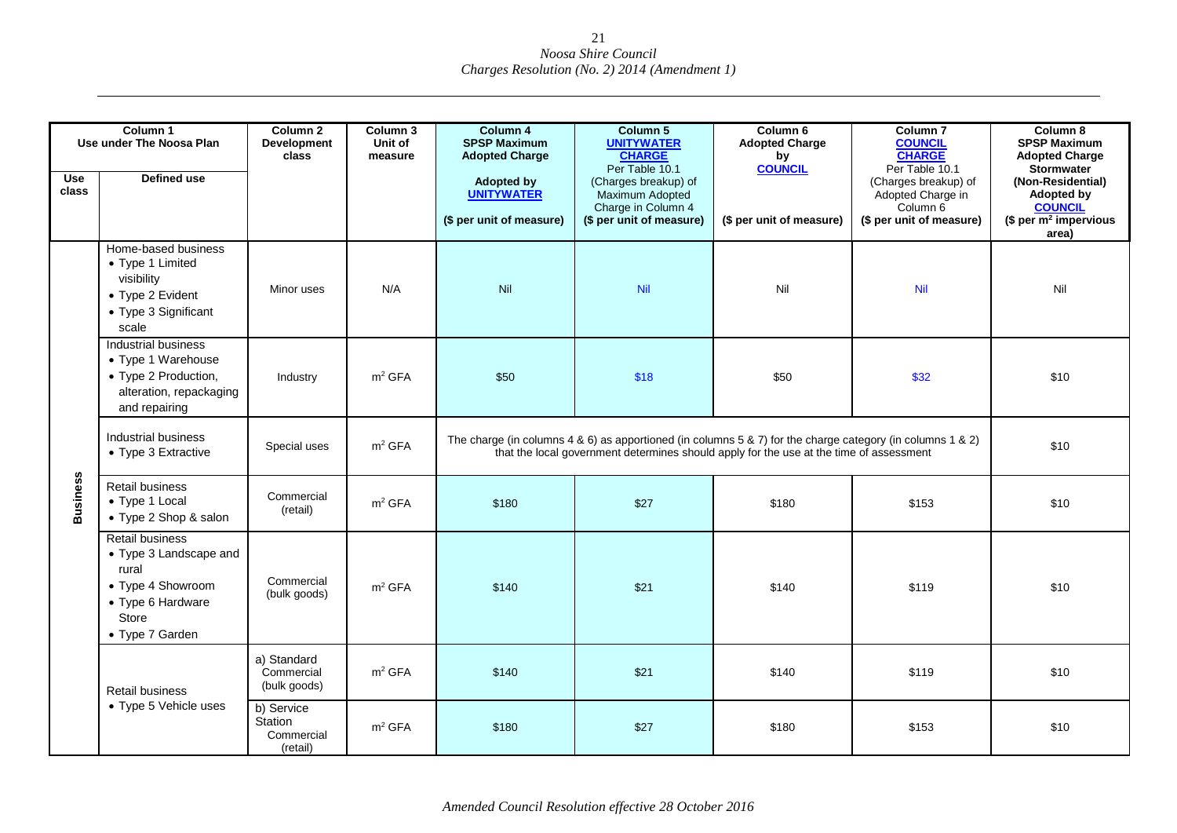| Column 1 Use under The Noosa Plan | | Column 2 Development class | Column 3 Unit of measure | Column 4 SPSP Maximum Adopted Charge Adopted by UNITYWATER ($ per unit of measure) | Column 5 UNITYWATER CHARGE Per Table 10.1 (Charges breakup) of Maximum Adopted Charge in Column 4 ($ per unit of measure) | Column 6 Adopted Charge by COUNCIL ($ per unit of measure) | Column 7 COUNCIL CHARGE Per Table 10.1 (Charges breakup) of Adopted Charge in Column 6 ($ per unit of measure) | Column 8 SPSP Maximum Adopted Charge Stormwater (Non-Residential) Adopted by COUNCIL ($ per $m^2$ impervious area) |
|---|---|---|---|---|---|---|---|---|
| **Use class** | **Defined use** | | | | | | | |
| Business | Home-based business<br>• Type 1 Limited visibility<br>• Type 2 Evident<br>• Type 3 Significant scale | Minor uses | N/A | Nil | Nil | Nil | Nil | Nil |
| | Industrial business<br>• Type 1 Warehouse<br>• Type 2 Production, alteration, repackaging and repairing | Industry | $m^2$ GFA | $50 | $18 | $50 | $32 | $10 |
| | Industrial business<br>• Type 3 Extractive | Special uses | $m^2$ GFA | The charge (in columns 4 & 6) as apportioned (in columns 5 & 7) for the charge category (in columns 1 & 2) that the local government determines should apply for the use at the time of assessment | | | | $10 |
| | Retail business<br>• Type 1 Local<br>• Type 2 Shop & salon | Commercial (retail) | $m^2$ GFA | $180 | $27 | $180 | $153 | $10 |
| | Retail business<br>• Type 3 Landscape and rural<br>• Type 4 Showroom<br>• Type 6 Hardware Store<br>• Type 7 Garden | Commercial (bulk goods) | $m^2$ GFA | $140 | $21 | $140 | $119 | $10 |
| | Retail business<br>• Type 5 Vehicle uses | a) Standard Commercial (bulk goods) | $m^2$ GFA | $140 | $21 | $140 | $119 | $10 |
| | | b) Service Station Commercial (retail) | $m^2$ GFA | $180 | $27 | $180 | $153 | $10 |

*Amended Council Resolution effective 28 October 2016*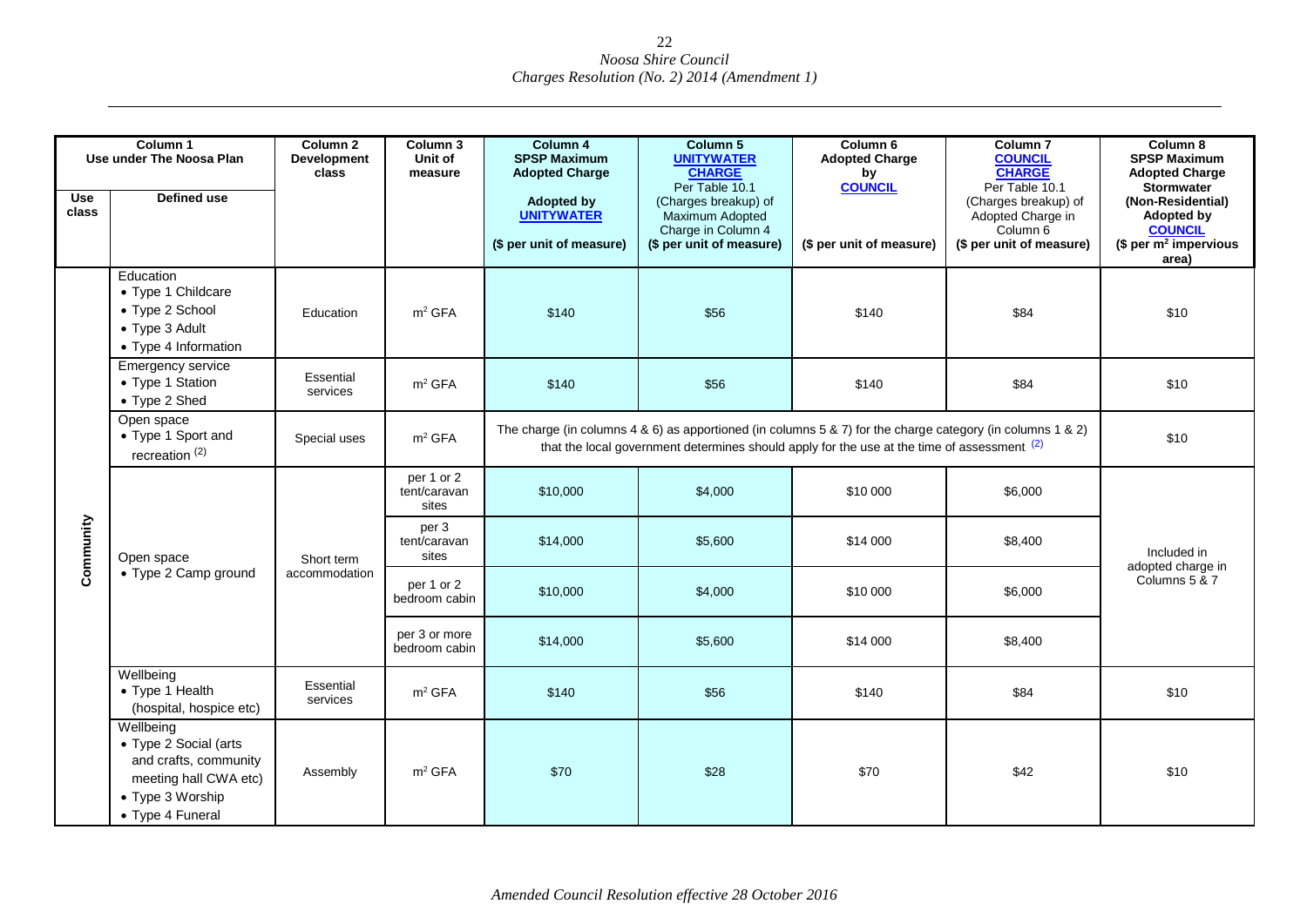| Column 1 Use under The Noosa Plan | | Column 2 Development class | Column 3 Unit of measure | Column 4 SPSP Maximum Adopted Charge Adopted by UNITYWATER ($ per unit of measure) | Column 5 UNITYWATER CHARGE Per Table 10.1 (Charges breakup) of Maximum Adopted Charge in Column 4 ($ per unit of measure) | Column 6 Adopted Charge by COUNCIL ($ per unit of measure) | Column 7 COUNCIL CHARGE Per Table 10.1 (Charges breakup) of Adopted Charge in Column 6 ($ per unit of measure) | Column 8 SPSP Maximum Adopted Charge Stormwater (Non-Residential) Adopted by COUNCIL ($ per $m^2$ impervious area) |
|---|---|---|---|---|---|---|---|---|
| **Use class** | **Defined use** | | | | | | | |
| Community | Education • Type 1 Childcare • Type 2 School • Type 3 Adult • Type 4 Information | Education | $m^2$ GFA | $140 | $56 | $140 | $84 | $10 |
| | Emergency service • Type 1 Station • Type 2 Shed | Essential services | $m^2$ GFA | $140 | $56 | $140 | $84 | $10 |
| | Open space • Type 1 Sport and recreation (2) | Special uses | $m^2$ GFA | The charge (in columns 4 & 6) as apportioned (in columns 5 & 7) for the charge category (in columns 1 & 2) that the local government determines should apply for the use at the time of assessment (2) | | | | $10 |
| | Open space • Type 2 Camp ground | Short term accommodation | per 1 or 2 tent/caravan sites | $10,000 | $4,000 | $10 000 | $6,000 | Included in adopted charge in Columns 5 & 7 |
| | | | per 3 tent/caravan sites | $14,000 | $5,600 | $14 000 | $8,400 | |
| | | | per 1 or 2 bedroom cabin | $10,000 | $4,000 | $10 000 | $6,000 | |
| | | | per 3 or more bedroom cabin | $14,000 | $5,600 | $14 000 | $8,400 | |
| | Wellbeing • Type 1 Health (hospital, hospice etc) | Essential services | $m^2$ GFA | $140 | $56 | $140 | $84 | $10 |
| | Wellbeing • Type 2 Social (arts and crafts, community meeting hall CWA etc) • Type 3 Worship • Type 4 Funeral | Assembly | $m^2$ GFA | $70 | $28 | $70 | $42 | $10 |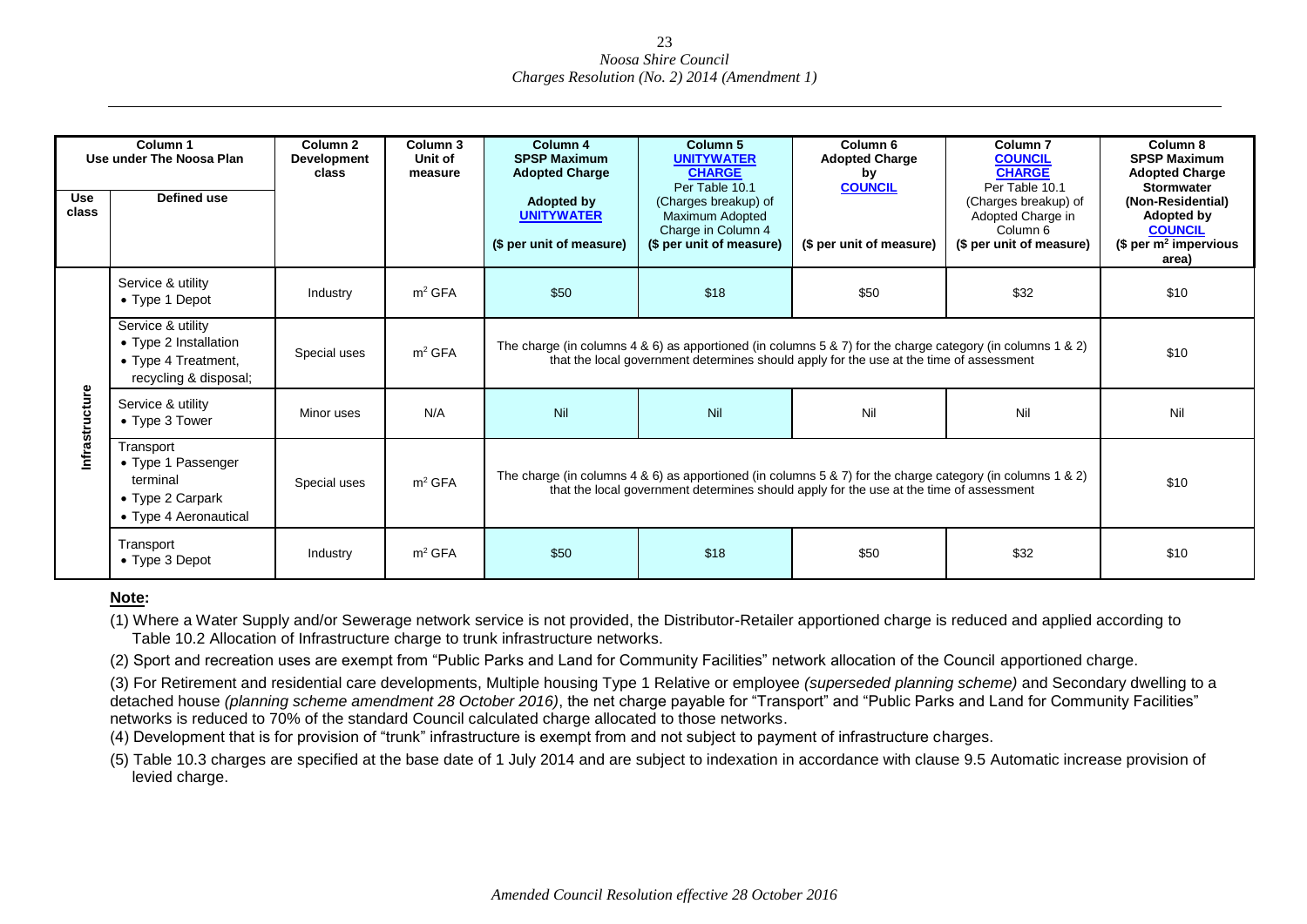| Column 1 Use under The Noosa Plan | | Column 2 Development class | Column 3 Unit of measure | Column 4 SPSP Maximum Adopted Charge | Column 5 UNITYWATER CHARGE | Column 6 Adopted Charge by COUNCIL | Column 7 COUNCIL CHARGE | Column 8 SPSP Maximum Adopted Charge Stormwater (Non-Residential) Adopted by COUNCIL |
|---|---|---|---|---|---|---|---|---|
| Use class | Defined use | | | Adopted by UNITYWATER (\$ per unit of measure) | Per Table 10.1 (Charges breakup) of Maximum Adopted Charge in Column 4 (\$ per unit of measure) | (\$ per unit of measure) | Per Table 10.1 (Charges breakup) of Adopted Charge in Column 6 (\$ per unit of measure) | (\$ per m² impervious area) |
| Infrastructure | Service & utility<br>• Type 1 Depot | Industry | m² GFA | \$50 | \$18 | \$50 | \$32 | \$10 |
| | Service & utility<br>• Type 2 Installation<br>• Type 4 Treatment, recycling & disposal; | Special uses | m² GFA | The charge (in columns 4 & 6) as apportioned (in columns 5 & 7) for the charge category (in columns 1 & 2) that the local government determines should apply for the use at the time of assessment | | | | \$10 |
| | Service & utility<br>• Type 3 Tower | Minor uses | N/A | Nil | Nil | Nil | Nil | Nil |
| | Transport<br>• Type 1 Passenger terminal<br>• Type 2 Carpark<br>• Type 4 Aeronautical | Special uses | m² GFA | The charge (in columns 4 & 6) as apportioned (in columns 5 & 7) for the charge category (in columns 1 & 2) that the local government determines should apply for the use at the time of assessment | | | | \$10 |
| | Transport<br>• Type 3 Depot | Industry | m² GFA | \$50 | \$18 | \$50 | \$32 | \$10 |

**Note:**

(1) Where a Water Supply and/or Sewerage network service is not provided, the Distributor-Retailer apportioned charge is reduced and applied according to Table 10.2 Allocation of Infrastructure charge to trunk infrastructure networks.

(2) Sport and recreation uses are exempt from "Public Parks and Land for Community Facilities" network allocation of the Council apportioned charge.

(3) For Retirement and residential care developments, Multiple housing Type 1 Relative or employee *(superseded planning scheme)* and Secondary dwelling to a detached house *(planning scheme amendment 28 October 2016)*, the net charge payable for "Transport" and "Public Parks and Land for Community Facilities" networks is reduced to 70% of the standard Council calculated charge allocated to those networks.

(4) Development that is for provision of "trunk" infrastructure is exempt from and not subject to payment of infrastructure charges.

(5) Table 10.3 charges are specified at the base date of 1 July 2014 and are subject to indexation in accordance with clause 9.5 Automatic increase provision of levied charge.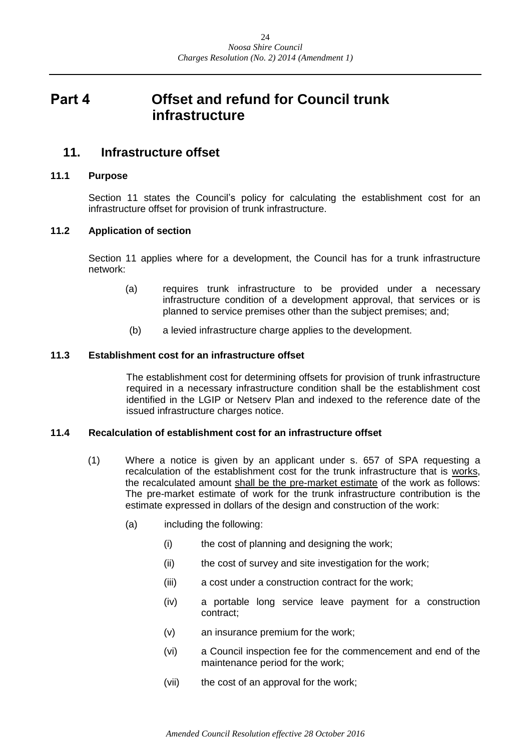# Part 4 Offset and refund for Council trunk infrastructure

## 11. Infrastructure offset

### 11.1 Purpose

Section 11 states the Council's policy for calculating the establishment cost for an infrastructure offset for provision of trunk infrastructure.

### 11.2 Application of section

Section 11 applies where for a development, the Council has for a trunk infrastructure network:

(a) requires trunk infrastructure to be provided under a necessary infrastructure condition of a development approval, that services or is planned to service premises other than the subject premises; and;

(b) a levied infrastructure charge applies to the development.

### 11.3 Establishment cost for an infrastructure offset

The establishment cost for determining offsets for provision of trunk infrastructure required in a necessary infrastructure condition shall be the establishment cost identified in the LGIP or Netserv Plan and indexed to the reference date of the issued infrastructure charges notice.

### 11.4 Recalculation of establishment cost for an infrastructure offset

(1) Where a notice is given by an applicant under s. 657 of SPA requesting a recalculation of the establishment cost for the trunk infrastructure that is <u>works</u>, the recalculated amount <u>shall be the pre-market estimate</u> of the work as follows: The pre-market estimate of work for the trunk infrastructure contribution is the estimate expressed in dollars of the design and construction of the work:

(a) including the following:

(i) the cost of planning and designing the work;

(ii) the cost of survey and site investigation for the work;

(iii) a cost under a construction contract for the work;

(iv) a portable long service leave payment for a construction contract;

(v) an insurance premium for the work;

(vi) a Council inspection fee for the commencement and end of the maintenance period for the work;

(vii) the cost of an approval for the work;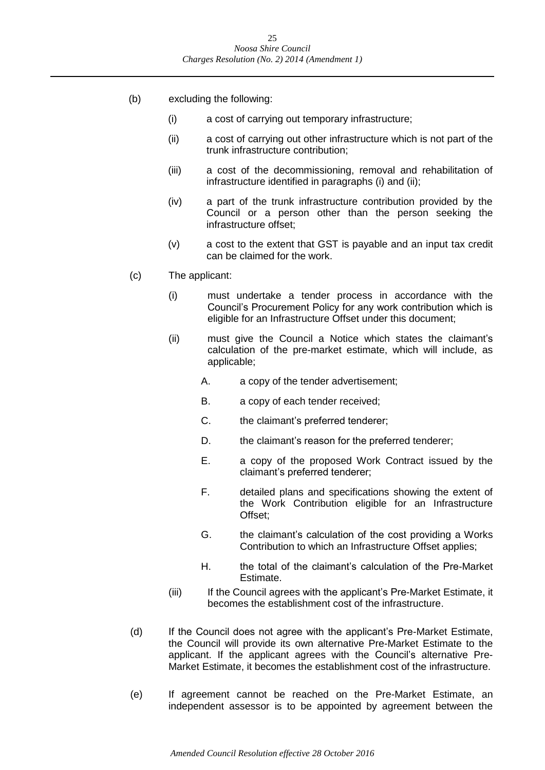(b) excluding the following:

  (i) a cost of carrying out temporary infrastructure;

  (ii) a cost of carrying out other infrastructure which is not part of the trunk infrastructure contribution;

  (iii) a cost of the decommissioning, removal and rehabilitation of infrastructure identified in paragraphs (i) and (ii);

  (iv) a part of the trunk infrastructure contribution provided by the Council or a person other than the person seeking the infrastructure offset;

  (v) a cost to the extent that GST is payable and an input tax credit can be claimed for the work.

(c) The applicant:

  (i) must undertake a tender process in accordance with the Council's Procurement Policy for any work contribution which is eligible for an Infrastructure Offset under this document;

  (ii) must give the Council a Notice which states the claimant's calculation of the pre-market estimate, which will include, as applicable;

    A. a copy of the tender advertisement;

    B. a copy of each tender received;

    C. the claimant's preferred tenderer;

    D. the claimant's reason for the preferred tenderer;

    E. a copy of the proposed Work Contract issued by the claimant's preferred tenderer;

    F. detailed plans and specifications showing the extent of the Work Contribution eligible for an Infrastructure Offset;

    G. the claimant's calculation of the cost providing a Works Contribution to which an Infrastructure Offset applies;

    H. the total of the claimant's calculation of the Pre-Market Estimate.

  (iii) If the Council agrees with the applicant's Pre-Market Estimate, it becomes the establishment cost of the infrastructure.

(d) If the Council does not agree with the applicant's Pre-Market Estimate, the Council will provide its own alternative Pre-Market Estimate to the applicant. If the applicant agrees with the Council's alternative Pre-Market Estimate, it becomes the establishment cost of the infrastructure.

(e) If agreement cannot be reached on the Pre-Market Estimate, an independent assessor is to be appointed by agreement between the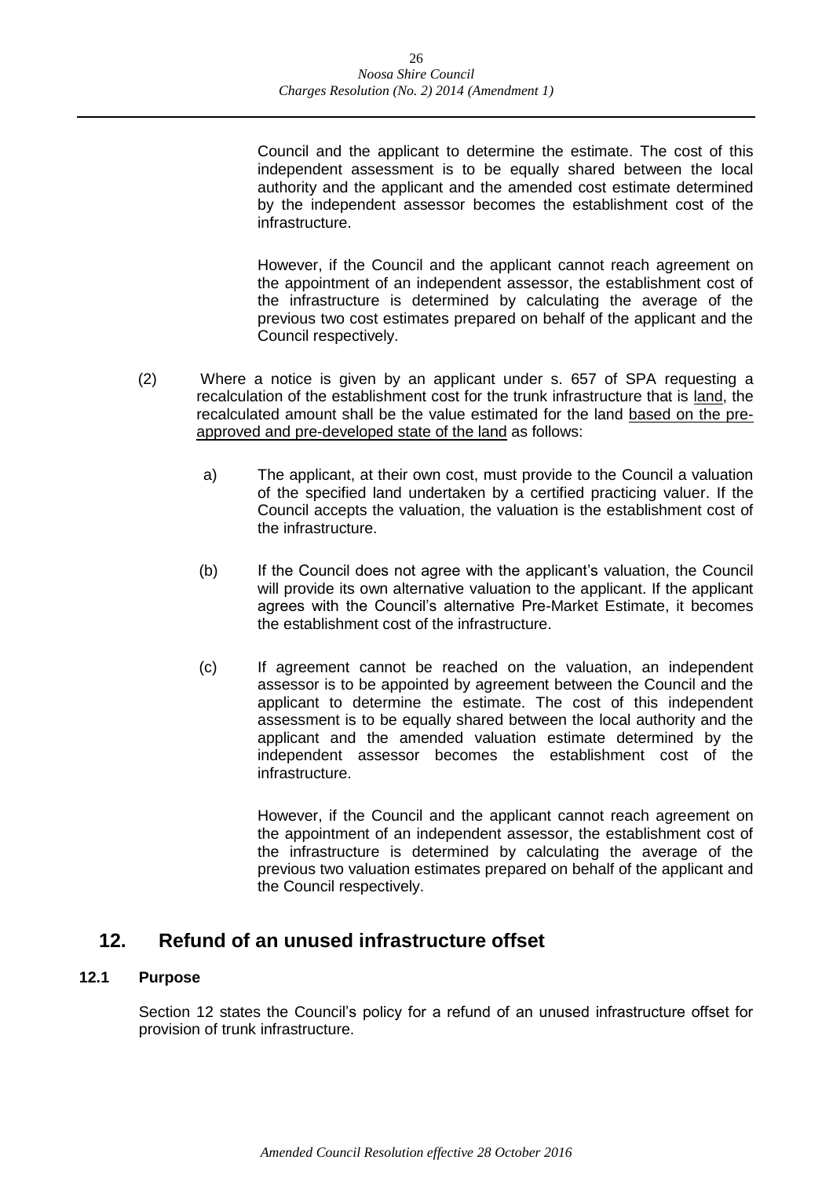Council and the applicant to determine the estimate. The cost of this independent assessment is to be equally shared between the local authority and the applicant and the amended cost estimate determined by the independent assessor becomes the establishment cost of the infrastructure.

However, if the Council and the applicant cannot reach agreement on the appointment of an independent assessor, the establishment cost of the infrastructure is determined by calculating the average of the previous two cost estimates prepared on behalf of the applicant and the Council respectively.

(2) Where a notice is given by an applicant under s. 657 of SPA requesting a recalculation of the establishment cost for the trunk infrastructure that is <u>land</u>, the recalculated amount shall be the value estimated for the land <u>based on the pre-approved and pre-developed state of the land</u> as follows:

a) The applicant, at their own cost, must provide to the Council a valuation of the specified land undertaken by a certified practicing valuer. If the Council accepts the valuation, the valuation is the establishment cost of the infrastructure.

(b) If the Council does not agree with the applicant's valuation, the Council will provide its own alternative valuation to the applicant. If the applicant agrees with the Council's alternative Pre-Market Estimate, it becomes the establishment cost of the infrastructure.

(c) If agreement cannot be reached on the valuation, an independent assessor is to be appointed by agreement between the Council and the applicant to determine the estimate. The cost of this independent assessment is to be equally shared between the local authority and the applicant and the amended valuation estimate determined by the independent assessor becomes the establishment cost of the infrastructure.

However, if the Council and the applicant cannot reach agreement on the appointment of an independent assessor, the establishment cost of the infrastructure is determined by calculating the average of the previous two valuation estimates prepared on behalf of the applicant and the Council respectively.

## 12. Refund of an unused infrastructure offset

### 12.1 Purpose

Section 12 states the Council's policy for a refund of an unused infrastructure offset for provision of trunk infrastructure.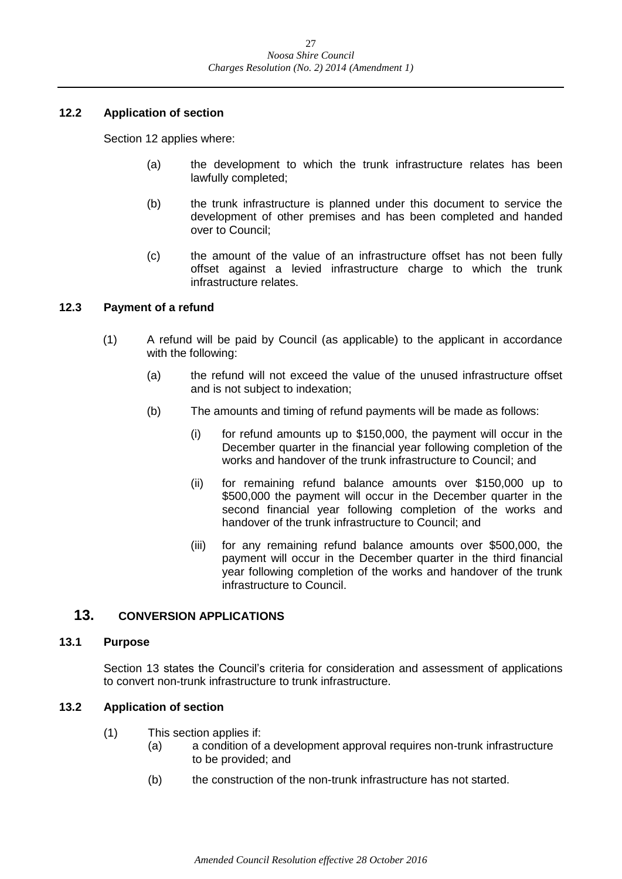### 12.2 Application of section

Section 12 applies where:

(a) the development to which the trunk infrastructure relates has been lawfully completed;

(b) the trunk infrastructure is planned under this document to service the development of other premises and has been completed and handed over to Council;

(c) the amount of the value of an infrastructure offset has not been fully offset against a levied infrastructure charge to which the trunk infrastructure relates.

### 12.3 Payment of a refund

(1) A refund will be paid by Council (as applicable) to the applicant in accordance with the following:

(a) the refund will not exceed the value of the unused infrastructure offset and is not subject to indexation;

(b) The amounts and timing of refund payments will be made as follows:

(i) for refund amounts up to $150,000, the payment will occur in the December quarter in the financial year following completion of the works and handover of the trunk infrastructure to Council; and

(ii) for remaining refund balance amounts over $150,000 up to $500,000 the payment will occur in the December quarter in the second financial year following completion of the works and handover of the trunk infrastructure to Council; and

(iii) for any remaining refund balance amounts over $500,000, the payment will occur in the December quarter in the third financial year following completion of the works and handover of the trunk infrastructure to Council.

## 13. CONVERSION APPLICATIONS

### 13.1 Purpose

Section 13 states the Council's criteria for consideration and assessment of applications to convert non-trunk infrastructure to trunk infrastructure.

### 13.2 Application of section

(1) This section applies if:

(a) a condition of a development approval requires non-trunk infrastructure to be provided; and

(b) the construction of the non-trunk infrastructure has not started.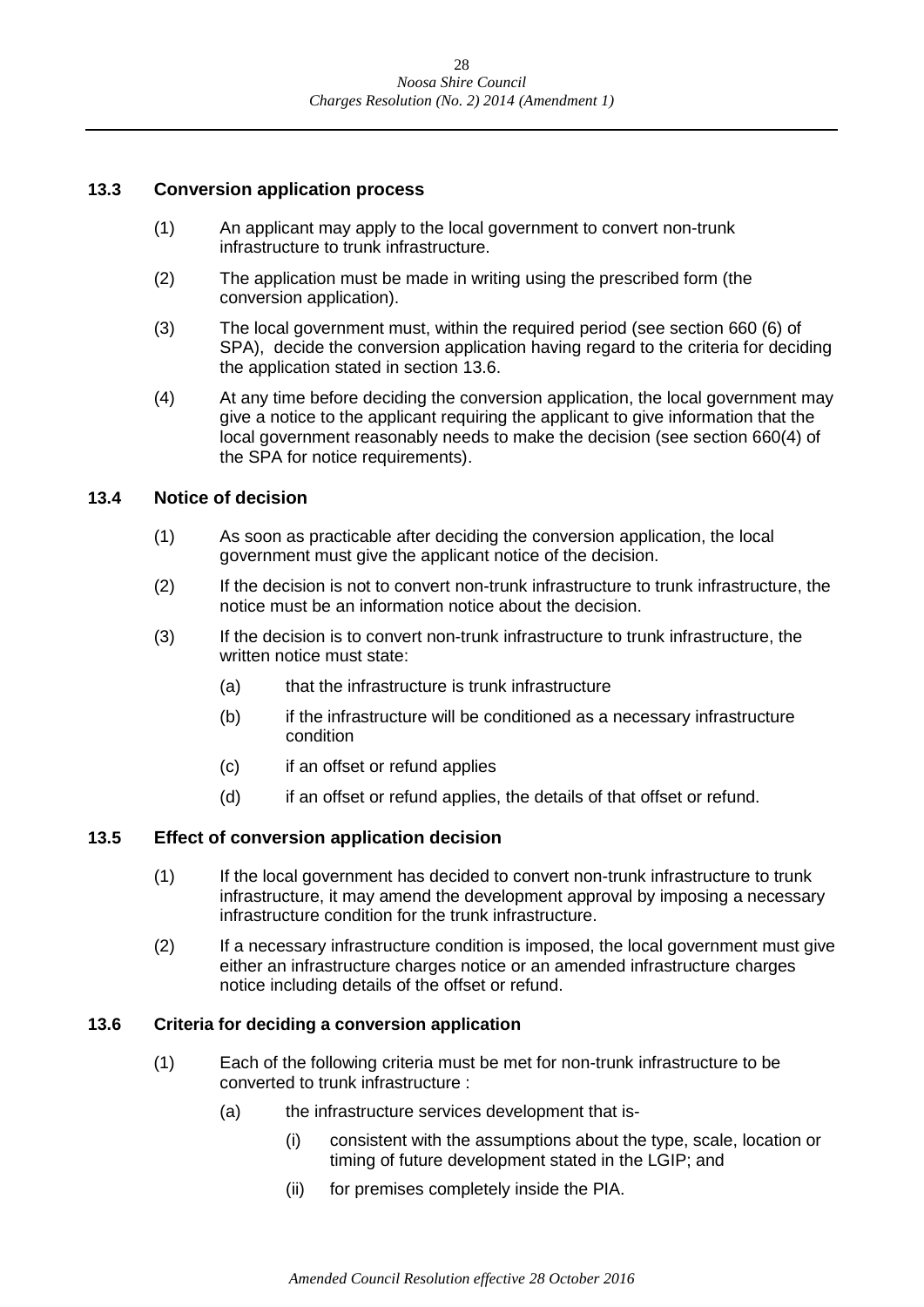### 13.3 Conversion application process

(1) An applicant may apply to the local government to convert non-trunk infrastructure to trunk infrastructure.

(2) The application must be made in writing using the prescribed form (the conversion application).

(3) The local government must, within the required period (see section 660 (6) of SPA), decide the conversion application having regard to the criteria for deciding the application stated in section 13.6.

(4) At any time before deciding the conversion application, the local government may give a notice to the applicant requiring the applicant to give information that the local government reasonably needs to make the decision (see section 660(4) of the SPA for notice requirements).

### 13.4 Notice of decision

(1) As soon as practicable after deciding the conversion application, the local government must give the applicant notice of the decision.

(2) If the decision is not to convert non-trunk infrastructure to trunk infrastructure, the notice must be an information notice about the decision.

(3) If the decision is to convert non-trunk infrastructure to trunk infrastructure, the written notice must state:

- (a) that the infrastructure is trunk infrastructure
- (b) if the infrastructure will be conditioned as a necessary infrastructure condition
- (c) if an offset or refund applies
- (d) if an offset or refund applies, the details of that offset or refund.

### 13.5 Effect of conversion application decision

(1) If the local government has decided to convert non-trunk infrastructure to trunk infrastructure, it may amend the development approval by imposing a necessary infrastructure condition for the trunk infrastructure.

(2) If a necessary infrastructure condition is imposed, the local government must give either an infrastructure charges notice or an amended infrastructure charges notice including details of the offset or refund.

### 13.6 Criteria for deciding a conversion application

(1) Each of the following criteria must be met for non-trunk infrastructure to be converted to trunk infrastructure :

- (a) the infrastructure services development that is-
  - (i) consistent with the assumptions about the type, scale, location or timing of future development stated in the LGIP; and
  - (ii) for premises completely inside the PIA.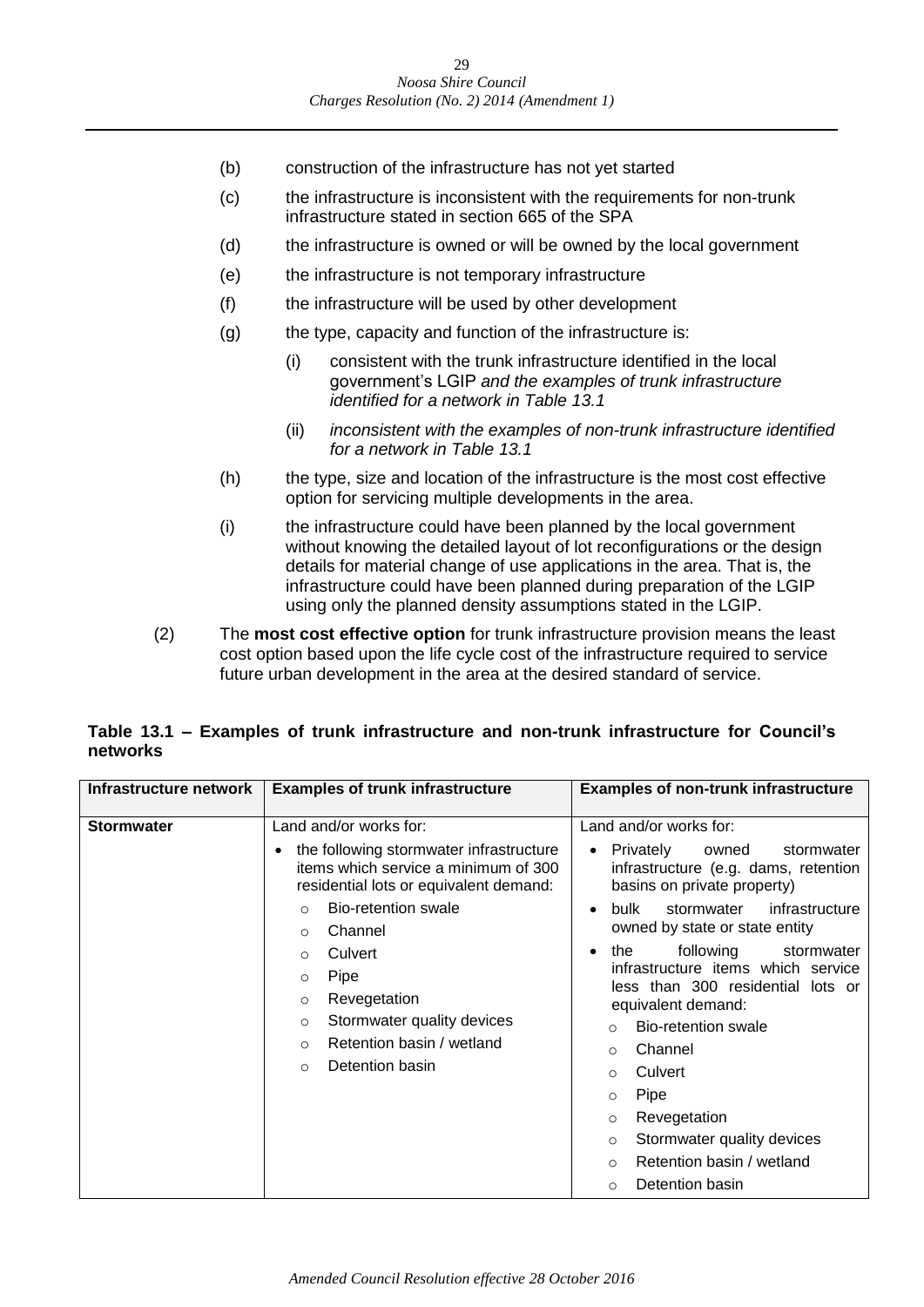(b) construction of the infrastructure has not yet started

(c) the infrastructure is inconsistent with the requirements for non-trunk infrastructure stated in section 665 of the SPA

(d) the infrastructure is owned or will be owned by the local government

(e) the infrastructure is not temporary infrastructure

(f) the infrastructure will be used by other development

(g) the type, capacity and function of the infrastructure is:

   (i) consistent with the trunk infrastructure identified in the local government's LGIP *and the examples of trunk infrastructure identified for a network in Table 13.1*

   (ii) *inconsistent with the examples of non-trunk infrastructure identified for a network in Table 13.1*

(h) the type, size and location of the infrastructure is the most cost effective option for servicing multiple developments in the area.

(i) the infrastructure could have been planned by the local government without knowing the detailed layout of lot reconfigurations or the design details for material change of use applications in the area. That is, the infrastructure could have been planned during preparation of the LGIP using only the planned density assumptions stated in the LGIP.

(2) The **most cost effective option** for trunk infrastructure provision means the least cost option based upon the life cycle cost of the infrastructure required to service future urban development in the area at the desired standard of service.

**Table 13.1 – Examples of trunk infrastructure and non-trunk infrastructure for Council's networks**

| Infrastructure network | Examples of trunk infrastructure | Examples of non-trunk infrastructure |
|---|---|---|
| **Stormwater** | Land and/or works for:<br>• the following stormwater infrastructure items which service a minimum of 300 residential lots or equivalent demand:<br>○ Bio-retention swale<br>○ Channel<br>○ Culvert<br>○ Pipe<br>○ Revegetation<br>○ Stormwater quality devices<br>○ Retention basin / wetland<br>○ Detention basin | Land and/or works for:<br>• Privately owned stormwater infrastructure (e.g. dams, retention basins on private property)<br>• bulk stormwater infrastructure owned by state or state entity<br>• the following stormwater infrastructure items which service less than 300 residential lots or equivalent demand:<br>○ Bio-retention swale<br>○ Channel<br>○ Culvert<br>○ Pipe<br>○ Revegetation<br>○ Stormwater quality devices<br>○ Retention basin / wetland<br>○ Detention basin |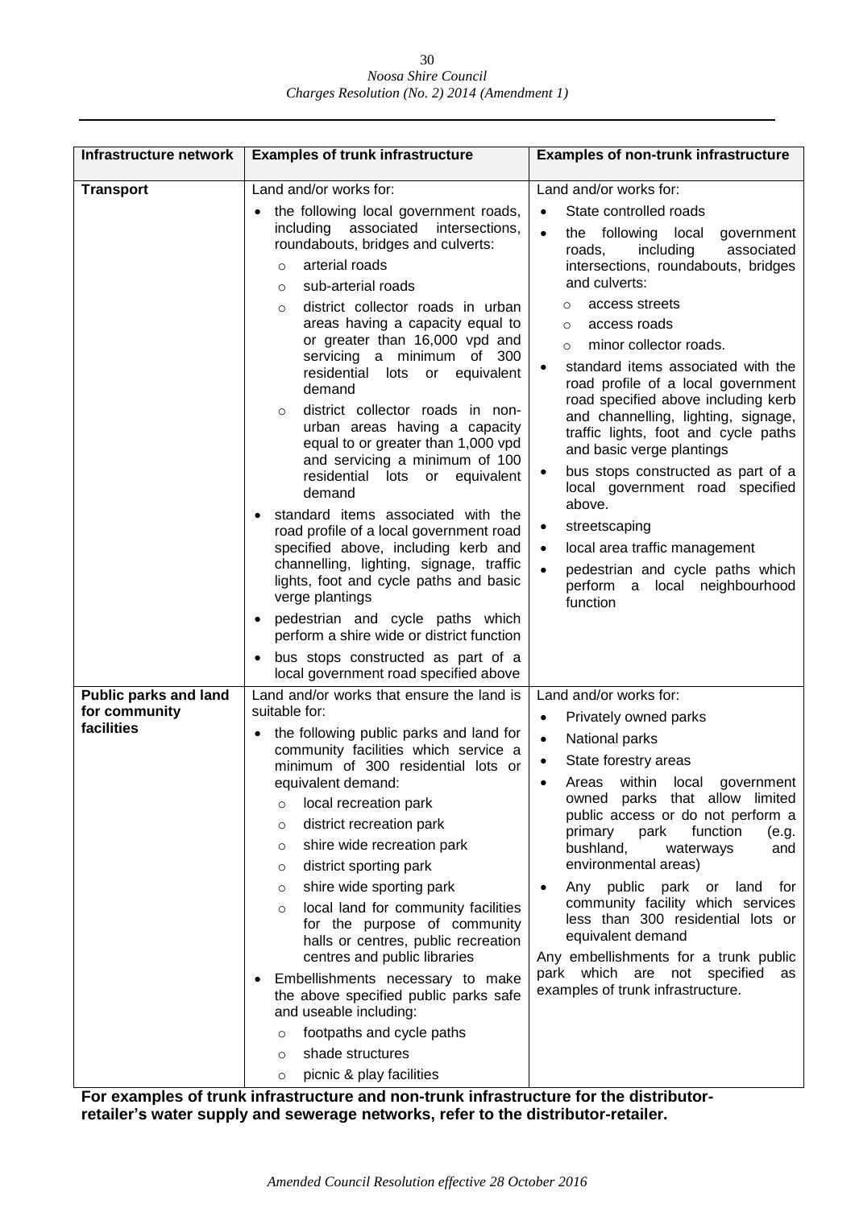| Infrastructure network | Examples of trunk infrastructure | Examples of non-trunk infrastructure |
|---|---|---|
| **Transport** | Land and/or works for:<br>• the following local government roads, including associated intersections, roundabouts, bridges and culverts:<br>  ○ arterial roads<br>  ○ sub-arterial roads<br>  ○ district collector roads in urban areas having a capacity equal to or greater than 16,000 vpd and servicing a minimum of 300 residential lots or equivalent demand<br>  ○ district collector roads in non-urban areas having a capacity equal to or greater than 1,000 vpd and servicing a minimum of 100 residential lots or equivalent demand<br>• standard items associated with the road profile of a local government road specified above, including kerb and channelling, lighting, signage, traffic lights, foot and cycle paths and basic verge plantings<br>• pedestrian and cycle paths which perform a shire wide or district function<br>• bus stops constructed as part of a local government road specified above | Land and/or works for:<br>• State controlled roads<br>• the following local government roads, including associated intersections, roundabouts, bridges and culverts:<br>  ○ access streets<br>  ○ access roads<br>  ○ minor collector roads.<br>• standard items associated with the road profile of a local government road specified above including kerb and channelling, lighting, signage, traffic lights, foot and cycle paths and basic verge plantings<br>• bus stops constructed as part of a local government road specified above.<br>• streetscaping<br>• local area traffic management<br>• pedestrian and cycle paths which perform a local neighbourhood function |
| **Public parks and land for community facilities** | Land and/or works that ensure the land is suitable for:<br>• the following public parks and land for community facilities which service a minimum of 300 residential lots or equivalent demand:<br>  ○ local recreation park<br>  ○ district recreation park<br>  ○ shire wide recreation park<br>  ○ district sporting park<br>  ○ shire wide sporting park<br>  ○ local land for community facilities for the purpose of community halls or centres, public recreation centres and public libraries<br>• Embellishments necessary to make the above specified public parks safe and useable including:<br>  ○ footpaths and cycle paths<br>  ○ shade structures<br>  ○ picnic & play facilities | Land and/or works for:<br>• Privately owned parks<br>• National parks<br>• State forestry areas<br>• Areas within local government owned parks that allow limited public access or do not perform a primary park function (e.g. bushland, waterways and environmental areas)<br>• Any public park or land for community facility which services less than 300 residential lots or equivalent demand<br>Any embellishments for a trunk public park which are not specified as examples of trunk infrastructure. |

**For examples of trunk infrastructure and non-trunk infrastructure for the distributor-retailer's water supply and sewerage networks, refer to the distributor-retailer.**